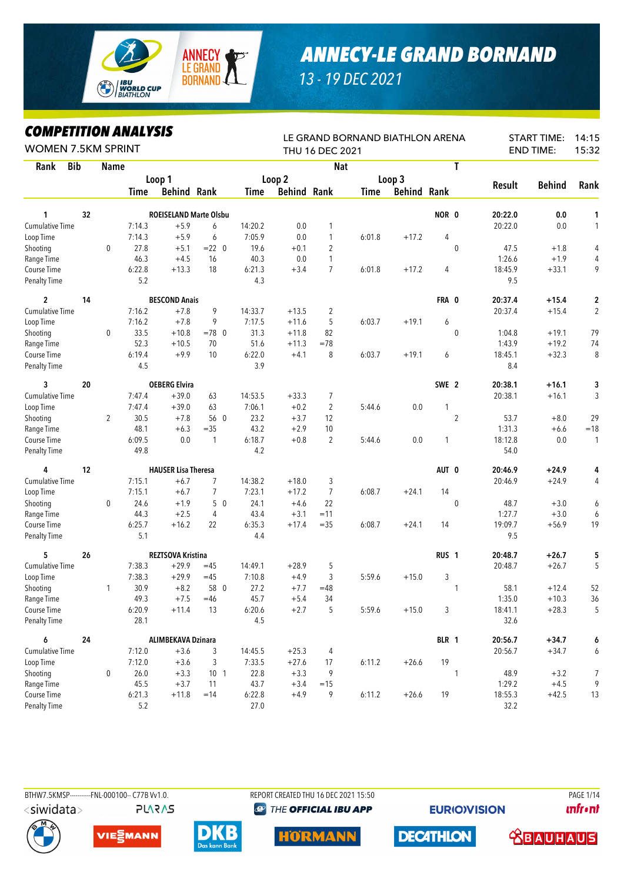# ANNECY-LE GRAND BORNAND

## 13 - 19 DEC 2021

## COMPETITION ANALYSIS

WOMEN 7.5KM SPRINT

LE GRAND BORNAND BIATHLON ARENA
THU 16 DEC 2021

START TIME: 14:15
END TIME: 15:32

| Rank | Bib | Name | Loop 1 Time | Loop 1 Behind | Loop 1 Rank | Loop 2 Time | Loop 2 Behind | Loop 2 Rank | Loop 3 Time | Loop 3 Behind | Loop 3 Rank | Nat T | Result | Behind | Rank |
|---|---|---|---|---|---|---|---|---|---|---|---|---|---|---|---|
| **1** | **32** | **ROEISELAND Marte Olsbu** | | | | | | | | | | **NOR 0** | **20:22.0** | **0.0** | **1** |
| Cumulative Time | | | 7:14.3 | +5.9 | 6 | 14:20.2 | 0.0 | 1 | | | | | 20:22.0 | 0.0 | 1 |
| Loop Time | | | 7:14.3 | +5.9 | 6 | 7:05.9 | 0.0 | 1 | 6:01.8 | +17.2 | 4 | | | | |
| Shooting | | 0 | 27.8 | +5.1 | =22 0 | 19.6 | +0.1 | 2 | | | | 0 | 47.5 | +1.8 | 4 |
| Range Time | | | 46.3 | +4.5 | 16 | 40.3 | 0.0 | 1 | | | | | 1:26.6 | +1.9 | 4 |
| Course Time | | | 6:22.8 | +13.3 | 18 | 6:21.3 | +3.4 | 7 | 6:01.8 | +17.2 | 4 | | 18:45.9 | +33.1 | 9 |
| Penalty Time | | | 5.2 | | | 4.3 | | | | | | | 9.5 | | |
| **2** | **14** | **BESCOND Anais** | | | | | | | | | | **FRA 0** | **20:37.4** | **+15.4** | **2** |
| Cumulative Time | | | 7:16.2 | +7.8 | 9 | 14:33.7 | +13.5 | 2 | | | | | 20:37.4 | +15.4 | 2 |
| Loop Time | | | 7:16.2 | +7.8 | 9 | 7:17.5 | +11.6 | 5 | 6:03.7 | +19.1 | 6 | | | | |
| Shooting | | 0 | 33.5 | +10.8 | =78 0 | 31.3 | +11.8 | 82 | | | | 0 | 1:04.8 | +19.1 | 79 |
| Range Time | | | 52.3 | +10.5 | 70 | 51.6 | +11.3 | =78 | | | | | 1:43.9 | +19.2 | 74 |
| Course Time | | | 6:19.4 | +9.9 | 10 | 6:22.0 | +4.1 | 8 | 6:03.7 | +19.1 | 6 | | 18:45.1 | +32.3 | 8 |
| Penalty Time | | | 4.5 | | | 3.9 | | | | | | | 8.4 | | |
| **3** | **20** | **OEBERG Elvira** | | | | | | | | | | **SWE 2** | **20:38.1** | **+16.1** | **3** |
| Cumulative Time | | | 7:47.4 | +39.0 | 63 | 14:53.5 | +33.3 | 7 | | | | | 20:38.1 | +16.1 | 3 |
| Loop Time | | | 7:47.4 | +39.0 | 63 | 7:06.1 | +0.2 | 2 | 5:44.6 | 0.0 | 1 | | | | |
| Shooting | | 2 | 30.5 | +7.8 | 56 0 | 23.2 | +3.7 | 12 | | | | 2 | 53.7 | +8.0 | 29 |
| Range Time | | | 48.1 | +6.3 | =35 | 43.2 | +2.9 | 10 | | | | | 1:31.3 | +6.6 | =18 |
| Course Time | | | 6:09.5 | 0.0 | 1 | 6:18.7 | +0.8 | 2 | 5:44.6 | 0.0 | 1 | | 18:12.8 | 0.0 | 1 |
| Penalty Time | | | 49.8 | | | 4.2 | | | | | | | 54.0 | | |
| **4** | **12** | **HAUSER Lisa Theresa** | | | | | | | | | | **AUT 0** | **20:46.9** | **+24.9** | **4** |
| Cumulative Time | | | 7:15.1 | +6.7 | 7 | 14:38.2 | +18.0 | 3 | | | | | 20:46.9 | +24.9 | 4 |
| Loop Time | | | 7:15.1 | +6.7 | 7 | 7:23.1 | +17.2 | 7 | 6:08.7 | +24.1 | 14 | | | | |
| Shooting | | 0 | 24.6 | +1.9 | 5 0 | 24.1 | +4.6 | 22 | | | | 0 | 48.7 | +3.0 | 6 |
| Range Time | | | 44.3 | +2.5 | 4 | 43.4 | +3.1 | =11 | | | | | 1:27.7 | +3.0 | 6 |
| Course Time | | | 6:25.7 | +16.2 | 22 | 6:35.3 | +17.4 | =35 | 6:08.7 | +24.1 | 14 | | 19:09.7 | +56.9 | 19 |
| Penalty Time | | | 5.1 | | | 4.4 | | | | | | | 9.5 | | |
| **5** | **26** | **REZTSOVA Kristina** | | | | | | | | | | **RUS 1** | **20:48.7** | **+26.7** | **5** |
| Cumulative Time | | | 7:38.3 | +29.9 | =45 | 14:49.1 | +28.9 | 5 | | | | | 20:48.7 | +26.7 | 5 |
| Loop Time | | | 7:38.3 | +29.9 | =45 | 7:10.8 | +4.9 | 3 | 5:59.6 | +15.0 | 3 | | | | |
| Shooting | | 1 | 30.9 | +8.2 | 58 0 | 27.2 | +7.7 | =48 | | | | 1 | 58.1 | +12.4 | 52 |
| Range Time | | | 49.3 | +7.5 | =46 | 45.7 | +5.4 | 34 | | | | | 1:35.0 | +10.3 | 36 |
| Course Time | | | 6:20.9 | +11.4 | 13 | 6:20.6 | +2.7 | 5 | 5:59.6 | +15.0 | 3 | | 18:41.1 | +28.3 | 5 |
| Penalty Time | | | 28.1 | | | 4.5 | | | | | | | 32.6 | | |
| **6** | **24** | **ALIMBEKAVA Dzinara** | | | | | | | | | | **BLR 1** | **20:56.7** | **+34.7** | **6** |
| Cumulative Time | | | 7:12.0 | +3.6 | 3 | 14:45.5 | +25.3 | 4 | | | | | 20:56.7 | +34.7 | 6 |
| Loop Time | | | 7:12.0 | +3.6 | 3 | 7:33.5 | +27.6 | 17 | 6:11.2 | +26.6 | 19 | | | | |
| Shooting | | 0 | 26.0 | +3.3 | 10 1 | 22.8 | +3.3 | 9 | | | | 1 | 48.9 | +3.2 | 7 |
| Range Time | | | 45.5 | +3.7 | 11 | 43.7 | +3.4 | =15 | | | | | 1:29.2 | +4.5 | 9 |
| Course Time | | | 6:21.3 | +11.8 | =14 | 6:22.8 | +4.9 | 9 | 6:11.2 | +26.6 | 19 | | 18:55.3 | +42.5 | 13 |
| Penalty Time | | | 5.2 | | | 27.0 | | | | | | | 32.2 | | |

BTHW7.5KMSP----------FNL-000100-- C77B Vv1.0. REPORT CREATED THU 16 DEC 2021 15:50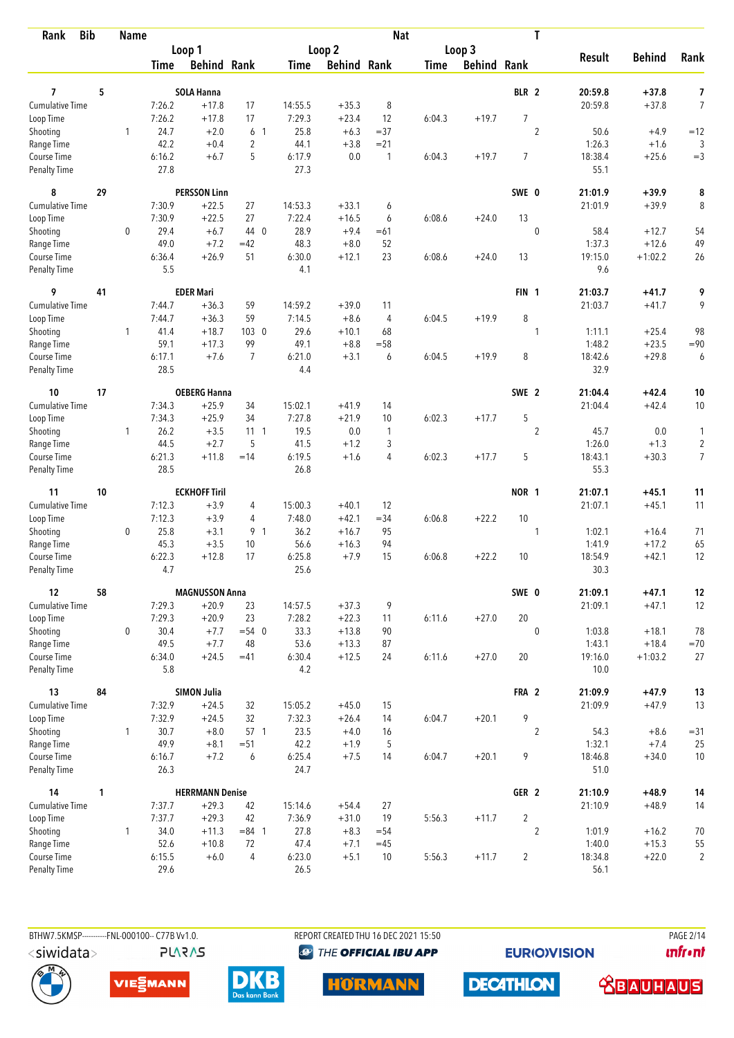| Rank | Bib | Name | | | | | | | | | | Nat | T | | | |
|---|---|---|---|---|---|---|---|---|---|---|---|---|---|---|---|---|
| | | | Loop 1 | | | Loop 2 | | | Loop 3 | | | | | Result | Behind | Rank |
| | | | Time | Behind | Rank | Time | Behind | Rank | Time | Behind | Rank | | | | | |
| **7** | **5** | **SOLA Hanna** | | | | | | | | | | **BLR** | **2** | **20:59.8** | **+37.8** | **7** |
| Cumulative Time | | | 7:26.2 | +17.8 | 17 | 14:55.5 | +35.3 | 8 | | | | | | 20:59.8 | +37.8 | 7 |
| Loop Time | | | 7:26.2 | +17.8 | 17 | 7:29.3 | +23.4 | 12 | 6:04.3 | +19.7 | 7 | | | | | |
| Shooting | | 1 | 24.7 | +2.0 | 6 1 | 25.8 | +6.3 | =37 | | | | | 2 | 50.6 | +4.9 | =12 |
| Range Time | | | 42.2 | +0.4 | 2 | 44.1 | +3.8 | =21 | | | | | | 1:26.3 | +1.6 | 3 |
| Course Time | | | 6:16.2 | +6.7 | 5 | 6:17.9 | 0.0 | 1 | 6:04.3 | +19.7 | 7 | | | 18:38.4 | +25.6 | =3 |
| Penalty Time | | | 27.8 | | | 27.3 | | | | | | | | 55.1 | | |
| **8** | **29** | **PERSSON Linn** | | | | | | | | | | **SWE** | **0** | **21:01.9** | **+39.9** | **8** |
| Cumulative Time | | | 7:30.9 | +22.5 | 27 | 14:53.3 | +33.1 | 6 | | | | | | 21:01.9 | +39.9 | 8 |
| Loop Time | | | 7:30.9 | +22.5 | 27 | 7:22.4 | +16.5 | 6 | 6:08.6 | +24.0 | 13 | | | | | |
| Shooting | | 0 | 29.4 | +6.7 | 44 0 | 28.9 | +9.4 | =61 | | | | | 0 | 58.4 | +12.7 | 54 |
| Range Time | | | 49.0 | +7.2 | =42 | 48.3 | +8.0 | 52 | | | | | | 1:37.3 | +12.6 | 49 |
| Course Time | | | 6:36.4 | +26.9 | 51 | 6:30.0 | +12.1 | 23 | 6:08.6 | +24.0 | 13 | | | 19:15.0 | +1:02.2 | 26 |
| Penalty Time | | | 5.5 | | | 4.1 | | | | | | | | 9.6 | | |
| **9** | **41** | **EDER Mari** | | | | | | | | | | **FIN** | **1** | **21:03.7** | **+41.7** | **9** |
| Cumulative Time | | | 7:44.7 | +36.3 | 59 | 14:59.2 | +39.0 | 11 | | | | | | 21:03.7 | +41.7 | 9 |
| Loop Time | | | 7:44.7 | +36.3 | 59 | 7:14.5 | +8.6 | 4 | 6:04.5 | +19.9 | 8 | | | | | |
| Shooting | | 1 | 41.4 | +18.7 | 103 0 | 29.6 | +10.1 | 68 | | | | | 1 | 1:11.1 | +25.4 | 98 |
| Range Time | | | 59.1 | +17.3 | 99 | 49.1 | +8.8 | =58 | | | | | | 1:48.2 | +23.5 | =90 |
| Course Time | | | 6:17.1 | +7.6 | 7 | 6:21.0 | +3.1 | 6 | 6:04.5 | +19.9 | 8 | | | 18:42.6 | +29.8 | 6 |
| Penalty Time | | | 28.5 | | | 4.4 | | | | | | | | 32.9 | | |
| **10** | **17** | **OEBERG Hanna** | | | | | | | | | | **SWE** | **2** | **21:04.4** | **+42.4** | **10** |
| Cumulative Time | | | 7:34.3 | +25.9 | 34 | 15:02.1 | +41.9 | 14 | | | | | | 21:04.4 | +42.4 | 10 |
| Loop Time | | | 7:34.3 | +25.9 | 34 | 7:27.8 | +21.9 | 10 | 6:02.3 | +17.7 | 5 | | | | | |
| Shooting | | 1 | 26.2 | +3.5 | 11 1 | 19.5 | 0.0 | 1 | | | | | 2 | 45.7 | 0.0 | 1 |
| Range Time | | | 44.5 | +2.7 | 5 | 41.5 | +1.2 | 3 | | | | | | 1:26.0 | +1.3 | 2 |
| Course Time | | | 6:21.3 | +11.8 | =14 | 6:19.5 | +1.6 | 4 | 6:02.3 | +17.7 | 5 | | | 18:43.1 | +30.3 | 7 |
| Penalty Time | | | 28.5 | | | 26.8 | | | | | | | | 55.3 | | |
| **11** | **10** | **ECKHOFF Tiril** | | | | | | | | | | **NOR** | **1** | **21:07.1** | **+45.1** | **11** |
| Cumulative Time | | | 7:12.3 | +3.9 | 4 | 15:00.3 | +40.1 | 12 | | | | | | 21:07.1 | +45.1 | 11 |
| Loop Time | | | 7:12.3 | +3.9 | 4 | 7:48.0 | +42.1 | =34 | 6:06.8 | +22.2 | 10 | | | | | |
| Shooting | | 0 | 25.8 | +3.1 | 9 1 | 36.2 | +16.7 | 95 | | | | | 1 | 1:02.1 | +16.4 | 71 |
| Range Time | | | 45.3 | +3.5 | 10 | 56.6 | +16.3 | 94 | | | | | | 1:41.9 | +17.2 | 65 |
| Course Time | | | 6:22.3 | +12.8 | 17 | 6:25.8 | +7.9 | 15 | 6:06.8 | +22.2 | 10 | | | 18:54.9 | +42.1 | 12 |
| Penalty Time | | | 4.7 | | | 25.6 | | | | | | | | 30.3 | | |
| **12** | **58** | **MAGNUSSON Anna** | | | | | | | | | | **SWE** | **0** | **21:09.1** | **+47.1** | **12** |
| Cumulative Time | | | 7:29.3 | +20.9 | 23 | 14:57.5 | +37.3 | 9 | | | | | | 21:09.1 | +47.1 | 12 |
| Loop Time | | | 7:29.3 | +20.9 | 23 | 7:28.2 | +22.3 | 11 | 6:11.6 | +27.0 | 20 | | | | | |
| Shooting | | 0 | 30.4 | +7.7 | =54 0 | 33.3 | +13.8 | 90 | | | | | 0 | 1:03.8 | +18.1 | 78 |
| Range Time | | | 49.5 | +7.7 | 48 | 53.6 | +13.3 | 87 | | | | | | 1:43.1 | +18.4 | =70 |
| Course Time | | | 6:34.0 | +24.5 | =41 | 6:30.4 | +12.5 | 24 | 6:11.6 | +27.0 | 20 | | | 19:16.0 | +1:03.2 | 27 |
| Penalty Time | | | 5.8 | | | 4.2 | | | | | | | | 10.0 | | |
| **13** | **84** | **SIMON Julia** | | | | | | | | | | **FRA** | **2** | **21:09.9** | **+47.9** | **13** |
| Cumulative Time | | | 7:32.9 | +24.5 | 32 | 15:05.2 | +45.0 | 15 | | | | | | 21:09.9 | +47.9 | 13 |
| Loop Time | | | 7:32.9 | +24.5 | 32 | 7:32.3 | +26.4 | 14 | 6:04.7 | +20.1 | 9 | | | | | |
| Shooting | | 1 | 30.7 | +8.0 | 57 1 | 23.5 | +4.0 | 16 | | | | | 2 | 54.3 | +8.6 | =31 |
| Range Time | | | 49.9 | +8.1 | =51 | 42.2 | +1.9 | 5 | | | | | | 1:32.1 | +7.4 | 25 |
| Course Time | | | 6:16.7 | +7.2 | 6 | 6:25.4 | +7.5 | 14 | 6:04.7 | +20.1 | 9 | | | 18:46.8 | +34.0 | 10 |
| Penalty Time | | | 26.3 | | | 24.7 | | | | | | | | 51.0 | | |
| **14** | **1** | **HERRMANN Denise** | | | | | | | | | | **GER** | **2** | **21:10.9** | **+48.9** | **14** |
| Cumulative Time | | | 7:37.7 | +29.3 | 42 | 15:14.6 | +54.4 | 27 | | | | | | 21:10.9 | +48.9 | 14 |
| Loop Time | | | 7:37.7 | +29.3 | 42 | 7:36.9 | +31.0 | 19 | 5:56.3 | +11.7 | 2 | | | | | |
| Shooting | | 1 | 34.0 | +11.3 | =84 1 | 27.8 | +8.3 | =54 | | | | | 2 | 1:01.9 | +16.2 | 70 |
| Range Time | | | 52.6 | +10.8 | 72 | 47.4 | +7.1 | =45 | | | | | | 1:40.0 | +15.3 | 55 |
| Course Time | | | 6:15.5 | +6.0 | 4 | 6:23.0 | +5.1 | 10 | 5:56.3 | +11.7 | 2 | | | 18:34.8 | +22.0 | 2 |
| Penalty Time | | | 29.6 | | | 26.5 | | | | | | | | 56.1 | | |

BTHW7.5KMSP----------FNL-000100-- C77B Vv1.0. REPORT CREATED THU 16 DEC 2021 15:50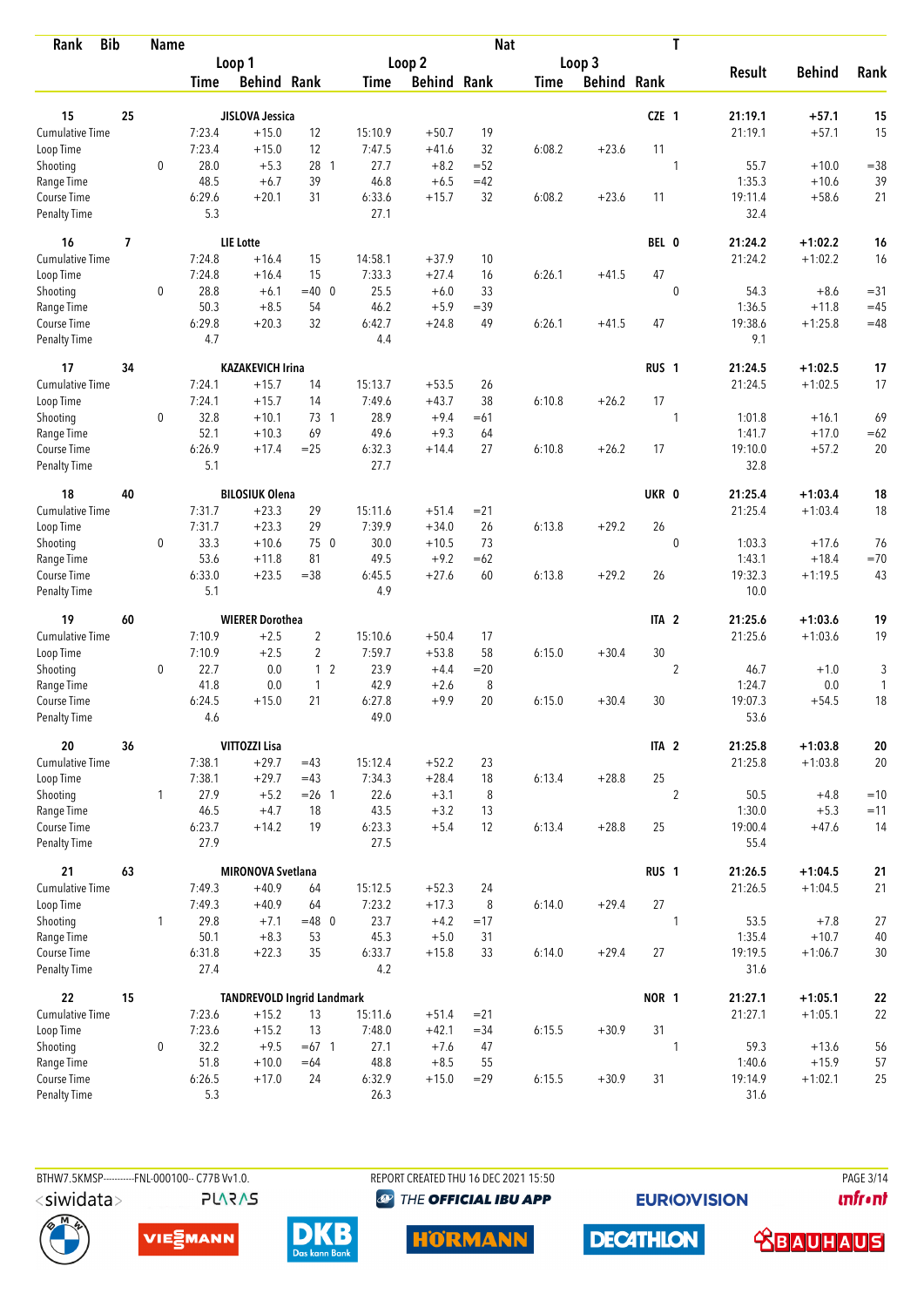| Rank | Bib | Name | | Loop 1 Time | Loop 1 Behind | Loop 1 Rank | Loop 2 Time | Loop 2 Behind | Loop 2 Rank | Loop 3 Time | Loop 3 Behind | Loop 3 Rank | Nat | T | Result | Behind | Rank |
|---|---|---|---|---|---|---|---|---|---|---|---|---|---|---|---|---|---|
| 15 | 25 | JISLOVA Jessica | | | | | | | | | | | CZE | 1 | 21:19.1 | +57.1 | 15 |
| Cumulative Time | | | | 7:23.4 | +15.0 | 12 | 15:10.9 | +50.7 | 19 | | | | | | 21:19.1 | +57.1 | 15 |
| Loop Time | | | | 7:23.4 | +15.0 | 12 | 7:47.5 | +41.6 | 32 | 6:08.2 | +23.6 | 11 | | | | | |
| Shooting | | | 0 | 28.0 | +5.3 | 28 1 | 27.7 | +8.2 | =52 | | | | | 1 | 55.7 | +10.0 | =38 |
| Range Time | | | | 48.5 | +6.7 | 39 | 46.8 | +6.5 | =42 | | | | | | 1:35.3 | +10.6 | 39 |
| Course Time | | | | 6:29.6 | +20.1 | 31 | 6:33.6 | +15.7 | 32 | 6:08.2 | +23.6 | 11 | | | 19:11.4 | +58.6 | 21 |
| Penalty Time | | | | 5.3 | | | 27.1 | | | | | | | | 32.4 | | |
| 16 | 7 | LIE Lotte | | | | | | | | | | | BEL | 0 | 21:24.2 | +1:02.2 | 16 |
| Cumulative Time | | | | 7:24.8 | +16.4 | 15 | 14:58.1 | +37.9 | 10 | | | | | | 21:24.2 | +1:02.2 | 16 |
| Loop Time | | | | 7:24.8 | +16.4 | 15 | 7:33.3 | +27.4 | 16 | 6:26.1 | +41.5 | 47 | | | | | |
| Shooting | | | 0 | 28.8 | +6.1 | =40 0 | 25.5 | +6.0 | 33 | | | | | 0 | 54.3 | +8.6 | =31 |
| Range Time | | | | 50.3 | +8.5 | 54 | 46.2 | +5.9 | =39 | | | | | | 1:36.5 | +11.8 | =45 |
| Course Time | | | | 6:29.8 | +20.3 | 32 | 6:42.7 | +24.8 | 49 | 6:26.1 | +41.5 | 47 | | | 19:38.6 | +1:25.8 | =48 |
| Penalty Time | | | | 4.7 | | | 4.4 | | | | | | | | 9.1 | | |
| 17 | 34 | KAZAKEVICH Irina | | | | | | | | | | | RUS | 1 | 21:24.5 | +1:02.5 | 17 |
| Cumulative Time | | | | 7:24.1 | +15.7 | 14 | 15:13.7 | +53.5 | 26 | | | | | | 21:24.5 | +1:02.5 | 17 |
| Loop Time | | | | 7:24.1 | +15.7 | 14 | 7:49.6 | +43.7 | 38 | 6:10.8 | +26.2 | 17 | | | | | |
| Shooting | | | 0 | 32.8 | +10.1 | 73 1 | 28.9 | +9.4 | =61 | | | | | 1 | 1:01.8 | +16.1 | 69 |
| Range Time | | | | 52.1 | +10.3 | 69 | 49.6 | +9.3 | 64 | | | | | | 1:41.7 | +17.0 | =62 |
| Course Time | | | | 6:26.9 | +17.4 | =25 | 6:32.3 | +14.4 | 27 | 6:10.8 | +26.2 | 17 | | | 19:10.0 | +57.2 | 20 |
| Penalty Time | | | | 5.1 | | | 27.7 | | | | | | | | 32.8 | | |
| 18 | 40 | BILOSIUK Olena | | | | | | | | | | | UKR | 0 | 21:25.4 | +1:03.4 | 18 |
| Cumulative Time | | | | 7:31.7 | +23.3 | 29 | 15:11.6 | +51.4 | =21 | | | | | | 21:25.4 | +1:03.4 | 18 |
| Loop Time | | | | 7:31.7 | +23.3 | 29 | 7:39.9 | +34.0 | 26 | 6:13.8 | +29.2 | 26 | | | | | |
| Shooting | | | 0 | 33.3 | +10.6 | 75 0 | 30.0 | +10.5 | 73 | | | | | 0 | 1:03.3 | +17.6 | 76 |
| Range Time | | | | 53.6 | +11.8 | 81 | 49.5 | +9.2 | =62 | | | | | | 1:43.1 | +18.4 | =70 |
| Course Time | | | | 6:33.0 | +23.5 | =38 | 6:45.5 | +27.6 | 60 | 6:13.8 | +29.2 | 26 | | | 19:32.3 | +1:19.5 | 43 |
| Penalty Time | | | | 5.1 | | | 4.9 | | | | | | | | 10.0 | | |
| 19 | 60 | WIERER Dorothea | | | | | | | | | | | ITA | 2 | 21:25.6 | +1:03.6 | 19 |
| Cumulative Time | | | | 7:10.9 | +2.5 | 2 | 15:10.6 | +50.4 | 17 | | | | | | 21:25.6 | +1:03.6 | 19 |
| Loop Time | | | | 7:10.9 | +2.5 | 2 | 7:59.7 | +53.8 | 58 | 6:15.0 | +30.4 | 30 | | | | | |
| Shooting | | | 0 | 22.7 | 0.0 | 1 2 | 23.9 | +4.4 | =20 | | | | | 2 | 46.7 | +1.0 | 3 |
| Range Time | | | | 41.8 | 0.0 | 1 | 42.9 | +2.6 | 8 | | | | | | 1:24.7 | 0.0 | 1 |
| Course Time | | | | 6:24.5 | +15.0 | 21 | 6:27.8 | +9.9 | 20 | 6:15.0 | +30.4 | 30 | | | 19:07.3 | +54.5 | 18 |
| Penalty Time | | | | 4.6 | | | 49.0 | | | | | | | | 53.6 | | |
| 20 | 36 | VITTOZZI Lisa | | | | | | | | | | | ITA | 2 | 21:25.8 | +1:03.8 | 20 |
| Cumulative Time | | | | 7:38.1 | +29.7 | =43 | 15:12.4 | +52.2 | 23 | | | | | | 21:25.8 | +1:03.8 | 20 |
| Loop Time | | | | 7:38.1 | +29.7 | =43 | 7:34.3 | +28.4 | 18 | 6:13.4 | +28.8 | 25 | | | | | |
| Shooting | | | 1 | 27.9 | +5.2 | =26 1 | 22.6 | +3.1 | 8 | | | | | 2 | 50.5 | +4.8 | =10 |
| Range Time | | | | 46.5 | +4.7 | 18 | 43.5 | +3.2 | 13 | | | | | | 1:30.0 | +5.3 | =11 |
| Course Time | | | | 6:23.7 | +14.2 | 19 | 6:23.3 | +5.4 | 12 | 6:13.4 | +28.8 | 25 | | | 19:00.4 | +47.6 | 14 |
| Penalty Time | | | | 27.9 | | | 27.5 | | | | | | | | 55.4 | | |
| 21 | 63 | MIRONOVA Svetlana | | | | | | | | | | | RUS | 1 | 21:26.5 | +1:04.5 | 21 |
| Cumulative Time | | | | 7:49.3 | +40.9 | 64 | 15:12.5 | +52.3 | 24 | | | | | | 21:26.5 | +1:04.5 | 21 |
| Loop Time | | | | 7:49.3 | +40.9 | 64 | 7:23.2 | +17.3 | 8 | 6:14.0 | +29.4 | 27 | | | | | |
| Shooting | | | 1 | 29.8 | +7.1 | =48 0 | 23.7 | +4.2 | =17 | | | | | 1 | 53.5 | +7.8 | 27 |
| Range Time | | | | 50.1 | +8.3 | 53 | 45.3 | +5.0 | 31 | | | | | | 1:35.4 | +10.7 | 40 |
| Course Time | | | | 6:31.8 | +22.3 | 35 | 6:33.7 | +15.8 | 33 | 6:14.0 | +29.4 | 27 | | | 19:19.5 | +1:06.7 | 30 |
| Penalty Time | | | | 27.4 | | | 4.2 | | | | | | | | 31.6 | | |
| 22 | 15 | TANDREVOLD Ingrid Landmark | | | | | | | | | | | NOR | 1 | 21:27.1 | +1:05.1 | 22 |
| Cumulative Time | | | | 7:23.6 | +15.2 | 13 | 15:11.6 | +51.4 | =21 | | | | | | 21:27.1 | +1:05.1 | 22 |
| Loop Time | | | | 7:23.6 | +15.2 | 13 | 7:48.0 | +42.1 | =34 | 6:15.5 | +30.9 | 31 | | | | | |
| Shooting | | | 0 | 32.2 | +9.5 | =67 1 | 27.1 | +7.6 | 47 | | | | | 1 | 59.3 | +13.6 | 56 |
| Range Time | | | | 51.8 | +10.0 | =64 | 48.8 | +8.5 | 55 | | | | | | 1:40.6 | +15.9 | 57 |
| Course Time | | | | 6:26.5 | +17.0 | 24 | 6:32.9 | +15.0 | =29 | 6:15.5 | +30.9 | 31 | | | 19:14.9 | +1:02.1 | 25 |
| Penalty Time | | | | 5.3 | | | 26.3 | | | | | | | | 31.6 | | |

BTHW7.5KMSP----------FNL-000100-- C77B Vv1.0. REPORT CREATED THU 16 DEC 2021 15:50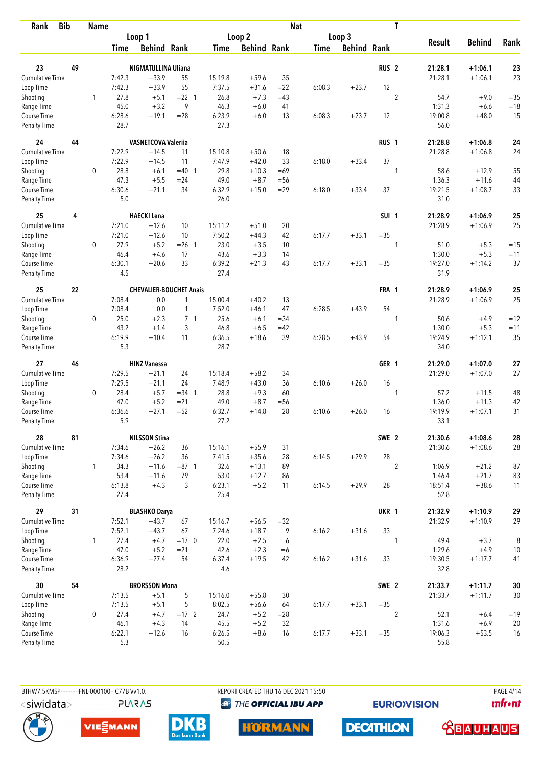| Rank | Bib | Name | | | | | | Nat | | | T | | | |
|---|---|---|---|---|---|---|---|---|---|---|---|---|---|---|
| | | | Loop 1 | | | Loop 2 | | | Loop 3 | | | | | |
| | | | Time | Behind | Rank | Time | Behind | Rank | Time | Behind | Rank | Result | Behind | Rank |
| **23** | **49** | **NIGMATULLINA Uliana** | | | | | | | | | **RUS 2** | **21:28.1** | **+1:06.1** | **23** |
| Cumulative Time | | | 7:42.3 | +33.9 | 55 | 15:19.8 | +59.6 | 35 | | | | 21:28.1 | +1:06.1 | 23 |
| Loop Time | | | 7:42.3 | +33.9 | 55 | 7:37.5 | +31.6 | =22 | 6:08.3 | +23.7 | 12 | | | |
| Shooting | | 1 | 27.8 | +5.1 | =22 1 | 26.8 | +7.3 | =43 | | | 2 | 54.7 | +9.0 | =35 |
| Range Time | | | 45.0 | +3.2 | 9 | 46.3 | +6.0 | 41 | | | | 1:31.3 | +6.6 | =18 |
| Course Time | | | 6:28.6 | +19.1 | =28 | 6:23.9 | +6.0 | 13 | 6:08.3 | +23.7 | 12 | 19:00.8 | +48.0 | 15 |
| Penalty Time | | | 28.7 | | | 27.3 | | | | | | 56.0 | | |
| **24** | **44** | **VASNETCOVA Valeriia** | | | | | | | | | **RUS 1** | **21:28.8** | **+1:06.8** | **24** |
| Cumulative Time | | | 7:22.9 | +14.5 | 11 | 15:10.8 | +50.6 | 18 | | | | 21:28.8 | +1:06.8 | 24 |
| Loop Time | | | 7:22.9 | +14.5 | 11 | 7:47.9 | +42.0 | 33 | 6:18.0 | +33.4 | 37 | | | |
| Shooting | | 0 | 28.8 | +6.1 | =40 1 | 29.8 | +10.3 | =69 | | | 1 | 58.6 | +12.9 | 55 |
| Range Time | | | 47.3 | +5.5 | =24 | 49.0 | +8.7 | =56 | | | | 1:36.3 | +11.6 | 44 |
| Course Time | | | 6:30.6 | +21.1 | 34 | 6:32.9 | +15.0 | =29 | 6:18.0 | +33.4 | 37 | 19:21.5 | +1:08.7 | 33 |
| Penalty Time | | | 5.0 | | | 26.0 | | | | | | 31.0 | | |
| **25** | **4** | **HAECKI Lena** | | | | | | | | | **SUI 1** | **21:28.9** | **+1:06.9** | **25** |
| Cumulative Time | | | 7:21.0 | +12.6 | 10 | 15:11.2 | +51.0 | 20 | | | | 21:28.9 | +1:06.9 | 25 |
| Loop Time | | | 7:21.0 | +12.6 | 10 | 7:50.2 | +44.3 | 42 | 6:17.7 | +33.1 | =35 | | | |
| Shooting | | 0 | 27.9 | +5.2 | =26 1 | 23.0 | +3.5 | 10 | | | 1 | 51.0 | +5.3 | =15 |
| Range Time | | | 46.4 | +4.6 | 17 | 43.6 | +3.3 | 14 | | | | 1:30.0 | +5.3 | =11 |
| Course Time | | | 6:30.1 | +20.6 | 33 | 6:39.2 | +21.3 | 43 | 6:17.7 | +33.1 | =35 | 19:27.0 | +1:14.2 | 37 |
| Penalty Time | | | 4.5 | | | 27.4 | | | | | | 31.9 | | |
| **25** | **22** | **CHEVALIER-BOUCHET Anais** | | | | | | | | | **FRA 1** | **21:28.9** | **+1:06.9** | **25** |
| Cumulative Time | | | 7:08.4 | 0.0 | 1 | 15:00.4 | +40.2 | 13 | | | | 21:28.9 | +1:06.9 | 25 |
| Loop Time | | | 7:08.4 | 0.0 | 1 | 7:52.0 | +46.1 | 47 | 6:28.5 | +43.9 | 54 | | | |
| Shooting | | 0 | 25.0 | +2.3 | 7 1 | 25.6 | +6.1 | =34 | | | 1 | 50.6 | +4.9 | =12 |
| Range Time | | | 43.2 | +1.4 | 3 | 46.8 | +6.5 | =42 | | | | 1:30.0 | +5.3 | =11 |
| Course Time | | | 6:19.9 | +10.4 | 11 | 6:36.5 | +18.6 | 39 | 6:28.5 | +43.9 | 54 | 19:24.9 | +1:12.1 | 35 |
| Penalty Time | | | 5.3 | | | 28.7 | | | | | | 34.0 | | |
| **27** | **46** | **HINZ Vanessa** | | | | | | | | | **GER 1** | **21:29.0** | **+1:07.0** | **27** |
| Cumulative Time | | | 7:29.5 | +21.1 | 24 | 15:18.4 | +58.2 | 34 | | | | 21:29.0 | +1:07.0 | 27 |
| Loop Time | | | 7:29.5 | +21.1 | 24 | 7:48.9 | +43.0 | 36 | 6:10.6 | +26.0 | 16 | | | |
| Shooting | | 0 | 28.4 | +5.7 | =34 1 | 28.8 | +9.3 | 60 | | | 1 | 57.2 | +11.5 | 48 |
| Range Time | | | 47.0 | +5.2 | =21 | 49.0 | +8.7 | =56 | | | | 1:36.0 | +11.3 | 42 |
| Course Time | | | 6:36.6 | +27.1 | =52 | 6:32.7 | +14.8 | 28 | 6:10.6 | +26.0 | 16 | 19:19.9 | +1:07.1 | 31 |
| Penalty Time | | | 5.9 | | | 27.2 | | | | | | 33.1 | | |
| **28** | **81** | **NILSSON Stina** | | | | | | | | | **SWE 2** | **21:30.6** | **+1:08.6** | **28** |
| Cumulative Time | | | 7:34.6 | +26.2 | 36 | 15:16.1 | +55.9 | 31 | | | | 21:30.6 | +1:08.6 | 28 |
| Loop Time | | | 7:34.6 | +26.2 | 36 | 7:41.5 | +35.6 | 28 | 6:14.5 | +29.9 | 28 | | | |
| Shooting | | 1 | 34.3 | +11.6 | =87 1 | 32.6 | +13.1 | 89 | | | 2 | 1:06.9 | +21.2 | 87 |
| Range Time | | | 53.4 | +11.6 | 79 | 53.0 | +12.7 | 86 | | | | 1:46.4 | +21.7 | 83 |
| Course Time | | | 6:13.8 | +4.3 | 3 | 6:23.1 | +5.2 | 11 | 6:14.5 | +29.9 | 28 | 18:51.4 | +38.6 | 11 |
| Penalty Time | | | 27.4 | | | 25.4 | | | | | | 52.8 | | |
| **29** | **31** | **BLASHKO Darya** | | | | | | | | | **UKR 1** | **21:32.9** | **+1:10.9** | **29** |
| Cumulative Time | | | 7:52.1 | +43.7 | 67 | 15:16.7 | +56.5 | =32 | | | | 21:32.9 | +1:10.9 | 29 |
| Loop Time | | | 7:52.1 | +43.7 | 67 | 7:24.6 | +18.7 | 9 | 6:16.2 | +31.6 | 33 | | | |
| Shooting | | 1 | 27.4 | +4.7 | =17 0 | 22.0 | +2.5 | 6 | | | 1 | 49.4 | +3.7 | 8 |
| Range Time | | | 47.0 | +5.2 | =21 | 42.6 | +2.3 | =6 | | | | 1:29.6 | +4.9 | 10 |
| Course Time | | | 6:36.9 | +27.4 | 54 | 6:37.4 | +19.5 | 42 | 6:16.2 | +31.6 | 33 | 19:30.5 | +1:17.7 | 41 |
| Penalty Time | | | 28.2 | | | 4.6 | | | | | | 32.8 | | |
| **30** | **54** | **BRORSSON Mona** | | | | | | | | | **SWE 2** | **21:33.7** | **+1:11.7** | **30** |
| Cumulative Time | | | 7:13.5 | +5.1 | 5 | 15:16.0 | +55.8 | 30 | | | | 21:33.7 | +1:11.7 | 30 |
| Loop Time | | | 7:13.5 | +5.1 | 5 | 8:02.5 | +56.6 | 64 | 6:17.7 | +33.1 | =35 | | | |
| Shooting | | 0 | 27.4 | +4.7 | =17 2 | 24.7 | +5.2 | =28 | | | 2 | 52.1 | +6.4 | =19 |
| Range Time | | | 46.1 | +4.3 | 14 | 45.5 | +5.2 | 32 | | | | 1:31.6 | +6.9 | 20 |
| Course Time | | | 6:22.1 | +12.6 | 16 | 6:26.5 | +8.6 | 16 | 6:17.7 | +33.1 | =35 | 19:06.3 | +53.5 | 16 |
| Penalty Time | | | 5.3 | | | 50.5 | | | | | | 55.8 | | |

BTHW7.5KMSP----------FNL-000100-- C77B Vv1.0. REPORT CREATED THU 16 DEC 2021 15:50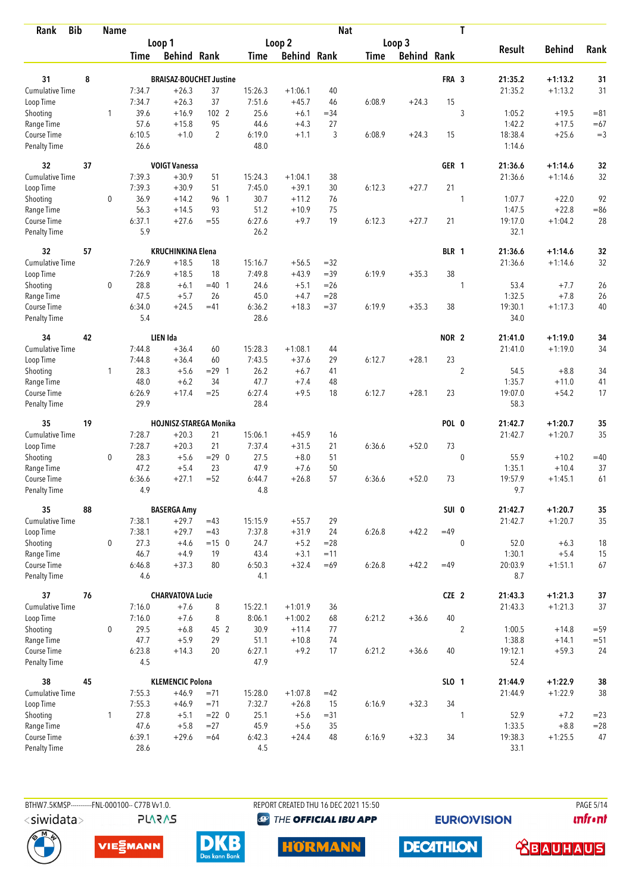| Rank | Bib | Name | Loop 1 Time | Loop 1 Behind | Loop 1 Rank | Loop 2 Time | Loop 2 Behind | Loop 2 Rank | Loop 3 Time | Loop 3 Behind | Loop 3 Rank | Nat | T | Result | Behind | Rank |
|---|---|---|---|---|---|---|---|---|---|---|---|---|---|---|---|---|
| 31 | 8 | BRAISAZ-BOUCHET Justine | | | | | | | | | | FRA | 3 | 21:35.2 | +1:13.2 | 31 |
| Cumulative Time | | | 7:34.7 | +26.3 | 37 | 15:26.3 | +1:06.1 | 40 | | | | | | 21:35.2 | +1:13.2 | 31 |
| Loop Time | | | 7:34.7 | +26.3 | 37 | 7:51.6 | +45.7 | 46 | 6:08.9 | +24.3 | 15 | | | | | |
| Shooting | | 1 | 39.6 | +16.9 | 102 2 | 25.6 | +6.1 | =34 | | | | | 3 | 1:05.2 | +19.5 | =81 |
| Range Time | | | 57.6 | +15.8 | 95 | 44.6 | +4.3 | 27 | | | | | | 1:42.2 | +17.5 | =67 |
| Course Time | | | 6:10.5 | +1.0 | 2 | 6:19.0 | +1.1 | 3 | 6:08.9 | +24.3 | 15 | | | 18:38.4 | +25.6 | =3 |
| Penalty Time | | | 26.6 | | | 48.0 | | | | | | | | 1:14.6 | | |
| 32 | 37 | VOIGT Vanessa | | | | | | | | | | GER | 1 | 21:36.6 | +1:14.6 | 32 |
| Cumulative Time | | | 7:39.3 | +30.9 | 51 | 15:24.3 | +1:04.1 | 38 | | | | | | 21:36.6 | +1:14.6 | 32 |
| Loop Time | | | 7:39.3 | +30.9 | 51 | 7:45.0 | +39.1 | 30 | 6:12.3 | +27.7 | 21 | | | | | |
| Shooting | | 0 | 36.9 | +14.2 | 96 1 | 30.7 | +11.2 | 76 | | | | | 1 | 1:07.7 | +22.0 | 92 |
| Range Time | | | 56.3 | +14.5 | 93 | 51.2 | +10.9 | 75 | | | | | | 1:47.5 | +22.8 | =86 |
| Course Time | | | 6:37.1 | +27.6 | =55 | 6:27.6 | +9.7 | 19 | 6:12.3 | +27.7 | 21 | | | 19:17.0 | +1:04.2 | 28 |
| Penalty Time | | | 5.9 | | | 26.2 | | | | | | | | 32.1 | | |
| 32 | 57 | KRUCHINKINA Elena | | | | | | | | | | BLR | 1 | 21:36.6 | +1:14.6 | 32 |
| Cumulative Time | | | 7:26.9 | +18.5 | 18 | 15:16.7 | +56.5 | =32 | | | | | | 21:36.6 | +1:14.6 | 32 |
| Loop Time | | | 7:26.9 | +18.5 | 18 | 7:49.8 | +43.9 | =39 | 6:19.9 | +35.3 | 38 | | | | | |
| Shooting | | 0 | 28.8 | +6.1 | =40 1 | 24.6 | +5.1 | =26 | | | | | 1 | 53.4 | +7.7 | 26 |
| Range Time | | | 47.5 | +5.7 | 26 | 45.0 | +4.7 | =28 | | | | | | 1:32.5 | +7.8 | 26 |
| Course Time | | | 6:34.0 | +24.5 | =41 | 6:36.2 | +18.3 | =37 | 6:19.9 | +35.3 | 38 | | | 19:30.1 | +1:17.3 | 40 |
| Penalty Time | | | 5.4 | | | 28.6 | | | | | | | | 34.0 | | |
| 34 | 42 | LIEN Ida | | | | | | | | | | NOR | 2 | 21:41.0 | +1:19.0 | 34 |
| Cumulative Time | | | 7:44.8 | +36.4 | 60 | 15:28.3 | +1:08.1 | 44 | | | | | | 21:41.0 | +1:19.0 | 34 |
| Loop Time | | | 7:44.8 | +36.4 | 60 | 7:43.5 | +37.6 | 29 | 6:12.7 | +28.1 | 23 | | | | | |
| Shooting | | 1 | 28.3 | +5.6 | =29 1 | 26.2 | +6.7 | 41 | | | | | 2 | 54.5 | +8.8 | 34 |
| Range Time | | | 48.0 | +6.2 | 34 | 47.7 | +7.4 | 48 | | | | | | 1:35.7 | +11.0 | 41 |
| Course Time | | | 6:26.9 | +17.4 | =25 | 6:27.4 | +9.5 | 18 | 6:12.7 | +28.1 | 23 | | | 19:07.0 | +54.2 | 17 |
| Penalty Time | | | 29.9 | | | 28.4 | | | | | | | | 58.3 | | |
| 35 | 19 | HOJNISZ-STAREGA Monika | | | | | | | | | | POL | 0 | 21:42.7 | +1:20.7 | 35 |
| Cumulative Time | | | 7:28.7 | +20.3 | 21 | 15:06.1 | +45.9 | 16 | | | | | | 21:42.7 | +1:20.7 | 35 |
| Loop Time | | | 7:28.7 | +20.3 | 21 | 7:37.4 | +31.5 | 21 | 6:36.6 | +52.0 | 73 | | | | | |
| Shooting | | 0 | 28.3 | +5.6 | =29 0 | 27.5 | +8.0 | 51 | | | | | 0 | 55.9 | +10.2 | =40 |
| Range Time | | | 47.2 | +5.4 | 23 | 47.9 | +7.6 | 50 | | | | | | 1:35.1 | +10.4 | 37 |
| Course Time | | | 6:36.6 | +27.1 | =52 | 6:44.7 | +26.8 | 57 | 6:36.6 | +52.0 | 73 | | | 19:57.9 | +1:45.1 | 61 |
| Penalty Time | | | 4.9 | | | 4.8 | | | | | | | | 9.7 | | |
| 35 | 88 | BASERGA Amy | | | | | | | | | | SUI | 0 | 21:42.7 | +1:20.7 | 35 |
| Cumulative Time | | | 7:38.1 | +29.7 | =43 | 15:15.9 | +55.7 | 29 | | | | | | 21:42.7 | +1:20.7 | 35 |
| Loop Time | | | 7:38.1 | +29.7 | =43 | 7:37.8 | +31.9 | 24 | 6:26.8 | +42.2 | =49 | | | | | |
| Shooting | | 0 | 27.3 | +4.6 | =15 0 | 24.7 | +5.2 | =28 | | | | | 0 | 52.0 | +6.3 | 18 |
| Range Time | | | 46.7 | +4.9 | 19 | 43.4 | +3.1 | =11 | | | | | | 1:30.1 | +5.4 | 15 |
| Course Time | | | 6:46.8 | +37.3 | 80 | 6:50.3 | +32.4 | =69 | 6:26.8 | +42.2 | =49 | | | 20:03.9 | +1:51.1 | 67 |
| Penalty Time | | | 4.6 | | | 4.1 | | | | | | | | 8.7 | | |
| 37 | 76 | CHARVATOVA Lucie | | | | | | | | | | CZE | 2 | 21:43.3 | +1:21.3 | 37 |
| Cumulative Time | | | 7:16.0 | +7.6 | 8 | 15:22.1 | +1:01.9 | 36 | | | | | | 21:43.3 | +1:21.3 | 37 |
| Loop Time | | | 7:16.0 | +7.6 | 8 | 8:06.1 | +1:00.2 | 68 | 6:21.2 | +36.6 | 40 | | | | | |
| Shooting | | 0 | 29.5 | +6.8 | 45 2 | 30.9 | +11.4 | 77 | | | | | 2 | 1:00.5 | +14.8 | =59 |
| Range Time | | | 47.7 | +5.9 | 29 | 51.1 | +10.8 | 74 | | | | | | 1:38.8 | +14.1 | =51 |
| Course Time | | | 6:23.8 | +14.3 | 20 | 6:27.1 | +9.2 | 17 | 6:21.2 | +36.6 | 40 | | | 19:12.1 | +59.3 | 24 |
| Penalty Time | | | 4.5 | | | 47.9 | | | | | | | | 52.4 | | |
| 38 | 45 | KLEMENCIC Polona | | | | | | | | | | SLO | 1 | 21:44.9 | +1:22.9 | 38 |
| Cumulative Time | | | 7:55.3 | +46.9 | =71 | 15:28.0 | +1:07.8 | =42 | | | | | | 21:44.9 | +1:22.9 | 38 |
| Loop Time | | | 7:55.3 | +46.9 | =71 | 7:32.7 | +26.8 | 15 | 6:16.9 | +32.3 | 34 | | | | | |
| Shooting | | 1 | 27.8 | +5.1 | =22 0 | 25.1 | +5.6 | =31 | | | | | 1 | 52.9 | +7.2 | =23 |
| Range Time | | | 47.6 | +5.8 | =27 | 45.9 | +5.6 | 35 | | | | | | 1:33.5 | +8.8 | =28 |
| Course Time | | | 6:39.1 | +29.6 | =64 | 6:42.3 | +24.4 | 48 | 6:16.9 | +32.3 | 34 | | | 19:38.3 | +1:25.5 | 47 |
| Penalty Time | | | 28.6 | | | 4.5 | | | | | | | | 33.1 | | |

BTHW7.5KMSP----------FNL-000100-- C77B Vv1.0. REPORT CREATED THU 16 DEC 2021 15:50 PAGE 5/14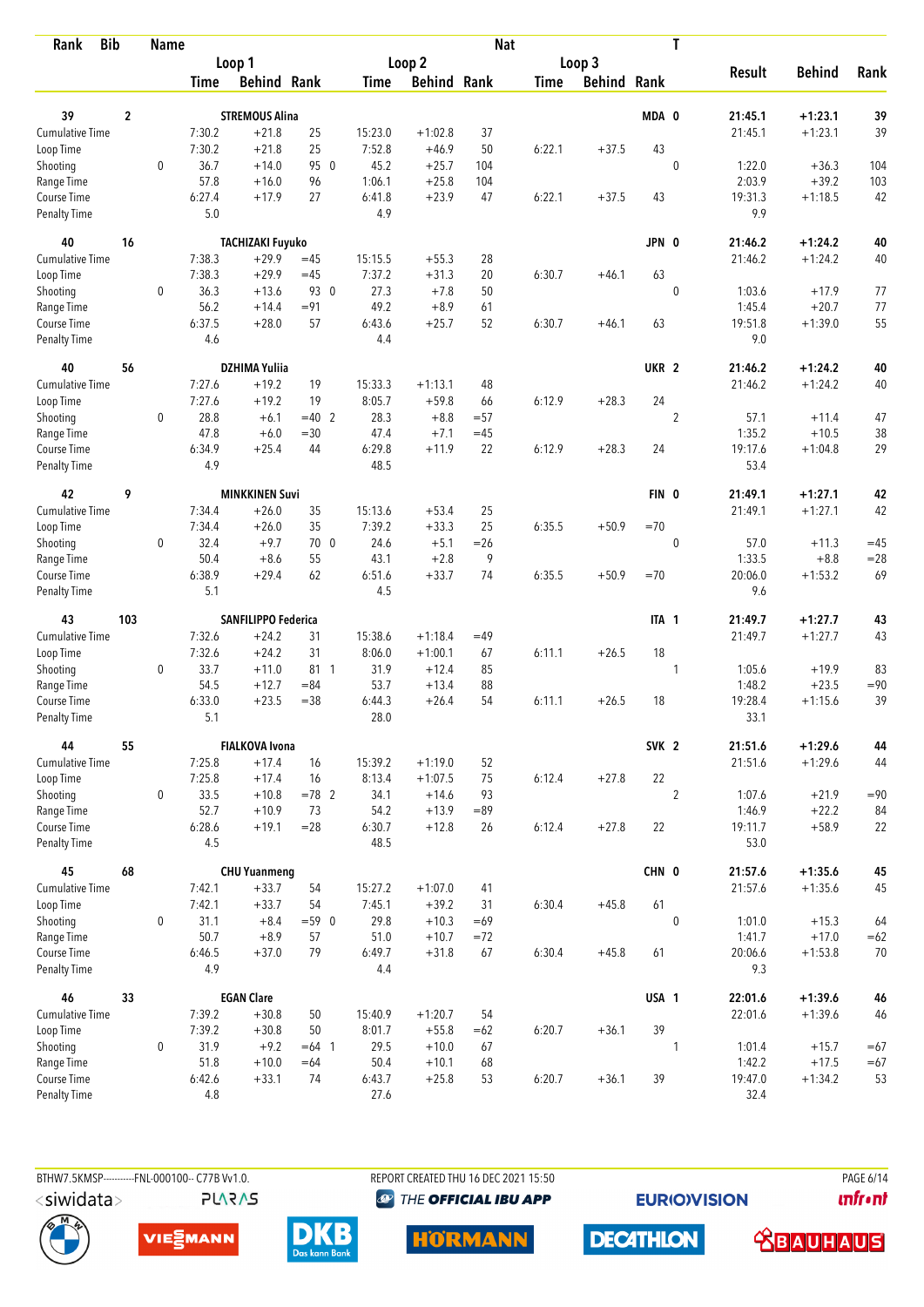| Rank | Bib | Name | | | | | | | Nat | | | | T | | | |
|---|---|---|---|---|---|---|---|---|---|---|---|---|---|---|---|---|
| | | | Loop 1 | | | Loop 2 | | | Loop 3 | | | | | Result | Behind | Rank |
| | | | Time | Behind | Rank | Time | Behind | Rank | Time | Behind | Rank | | | | | |
| 39 | 2 | STREMOUS Alina | | | | | | | | | | MDA | 0 | 21:45.1 | +1:23.1 | 39 |
| Cumulative Time | | | 7:30.2 | +21.8 | 25 | 15:23.0 | +1:02.8 | 37 | | | | | | 21:45.1 | +1:23.1 | 39 |
| Loop Time | | | 7:30.2 | +21.8 | 25 | 7:52.8 | +46.9 | 50 | 6:22.1 | +37.5 | 43 | | | | | |
| Shooting | | 0 | 36.7 | +14.0 | 95 | 0 45.2 | +25.7 | 104 | | | | | 0 | 1:22.0 | +36.3 | 104 |
| Range Time | | | 57.8 | +16.0 | 96 | 1:06.1 | +25.8 | 104 | | | | | | 2:03.9 | +39.2 | 103 |
| Course Time | | | 6:27.4 | +17.9 | 27 | 6:41.8 | +23.9 | 47 | 6:22.1 | +37.5 | 43 | | | 19:31.3 | +1:18.5 | 42 |
| Penalty Time | | | 5.0 | | | 4.9 | | | | | | | | 9.9 | | |
| 40 | 16 | TACHIZAKI Fuyuko | | | | | | | | | | JPN | 0 | 21:46.2 | +1:24.2 | 40 |
| Cumulative Time | | | 7:38.3 | +29.9 | =45 | 15:15.5 | +55.3 | 28 | | | | | | 21:46.2 | +1:24.2 | 40 |
| Loop Time | | | 7:38.3 | +29.9 | =45 | 7:37.2 | +31.3 | 20 | 6:30.7 | +46.1 | 63 | | | | | |
| Shooting | | 0 | 36.3 | +13.6 | 93 | 0 27.3 | +7.8 | 50 | | | | | 0 | 1:03.6 | +17.9 | 77 |
| Range Time | | | 56.2 | +14.4 | =91 | 49.2 | +8.9 | 61 | | | | | | 1:45.4 | +20.7 | 77 |
| Course Time | | | 6:37.5 | +28.0 | 57 | 6:43.6 | +25.7 | 52 | 6:30.7 | +46.1 | 63 | | | 19:51.8 | +1:39.0 | 55 |
| Penalty Time | | | 4.6 | | | 4.4 | | | | | | | | 9.0 | | |
| 40 | 56 | DZHIMA Yuliia | | | | | | | | | | UKR | 2 | 21:46.2 | +1:24.2 | 40 |
| Cumulative Time | | | 7:27.6 | +19.2 | 19 | 15:33.3 | +1:13.1 | 48 | | | | | | 21:46.2 | +1:24.2 | 40 |
| Loop Time | | | 7:27.6 | +19.2 | 19 | 8:05.7 | +59.8 | 66 | 6:12.9 | +28.3 | 24 | | | | | |
| Shooting | | 0 | 28.8 | +6.1 | =40 | 2 28.3 | +8.8 | =57 | | | | | 2 | 57.1 | +11.4 | 47 |
| Range Time | | | 47.8 | +6.0 | =30 | 47.4 | +7.1 | =45 | | | | | | 1:35.2 | +10.5 | 38 |
| Course Time | | | 6:34.9 | +25.4 | 44 | 6:29.8 | +11.9 | 22 | 6:12.9 | +28.3 | 24 | | | 19:17.6 | +1:04.8 | 29 |
| Penalty Time | | | 4.9 | | | 48.5 | | | | | | | | 53.4 | | |
| 42 | 9 | MINKKINEN Suvi | | | | | | | | | | FIN | 0 | 21:49.1 | +1:27.1 | 42 |
| Cumulative Time | | | 7:34.4 | +26.0 | 35 | 15:13.6 | +53.4 | 25 | | | | | | 21:49.1 | +1:27.1 | 42 |
| Loop Time | | | 7:34.4 | +26.0 | 35 | 7:39.2 | +33.3 | 25 | 6:35.5 | +50.9 | =70 | | | | | |
| Shooting | | 0 | 32.4 | +9.7 | 70 | 0 24.6 | +5.1 | =26 | | | | | 0 | 57.0 | +11.3 | =45 |
| Range Time | | | 50.4 | +8.6 | 55 | 43.1 | +2.8 | 9 | | | | | | 1:33.5 | +8.8 | =28 |
| Course Time | | | 6:38.9 | +29.4 | 62 | 6:51.6 | +33.7 | 74 | 6:35.5 | +50.9 | =70 | | | 20:06.0 | +1:53.2 | 69 |
| Penalty Time | | | 5.1 | | | 4.5 | | | | | | | | 9.6 | | |
| 43 | 103 | SANFILIPPO Federica | | | | | | | | | | ITA | 1 | 21:49.7 | +1:27.7 | 43 |
| Cumulative Time | | | 7:32.6 | +24.2 | 31 | 15:38.6 | +1:18.4 | =49 | | | | | | 21:49.7 | +1:27.7 | 43 |
| Loop Time | | | 7:32.6 | +24.2 | 31 | 8:06.0 | +1:00.1 | 67 | 6:11.1 | +26.5 | 18 | | | | | |
| Shooting | | 0 | 33.7 | +11.0 | 81 | 1 31.9 | +12.4 | 85 | | | | | 1 | 1:05.6 | +19.9 | 83 |
| Range Time | | | 54.5 | +12.7 | =84 | 53.7 | +13.4 | 88 | | | | | | 1:48.2 | +23.5 | =90 |
| Course Time | | | 6:33.0 | +23.5 | =38 | 6:44.3 | +26.4 | 54 | 6:11.1 | +26.5 | 18 | | | 19:28.4 | +1:15.6 | 39 |
| Penalty Time | | | 5.1 | | | 28.0 | | | | | | | | 33.1 | | |
| 44 | 55 | FIALKOVA Ivona | | | | | | | | | | SVK | 2 | 21:51.6 | +1:29.6 | 44 |
| Cumulative Time | | | 7:25.8 | +17.4 | 16 | 15:39.2 | +1:19.0 | 52 | | | | | | 21:51.6 | +1:29.6 | 44 |
| Loop Time | | | 7:25.8 | +17.4 | 16 | 8:13.4 | +1:07.5 | 75 | 6:12.4 | +27.8 | 22 | | | | | |
| Shooting | | 0 | 33.5 | +10.8 | =78 | 2 34.1 | +14.6 | 93 | | | | | 2 | 1:07.6 | +21.9 | =90 |
| Range Time | | | 52.7 | +10.9 | 73 | 54.2 | +13.9 | =89 | | | | | | 1:46.9 | +22.2 | 84 |
| Course Time | | | 6:28.6 | +19.1 | =28 | 6:30.7 | +12.8 | 26 | 6:12.4 | +27.8 | 22 | | | 19:11.7 | +58.9 | 22 |
| Penalty Time | | | 4.5 | | | 48.5 | | | | | | | | 53.0 | | |
| 45 | 68 | CHU Yuanmeng | | | | | | | | | | CHN | 0 | 21:57.6 | +1:35.6 | 45 |
| Cumulative Time | | | 7:42.1 | +33.7 | 54 | 15:27.2 | +1:07.0 | 41 | | | | | | 21:57.6 | +1:35.6 | 45 |
| Loop Time | | | 7:42.1 | +33.7 | 54 | 7:45.1 | +39.2 | 31 | 6:30.4 | +45.8 | 61 | | | | | |
| Shooting | | 0 | 31.1 | +8.4 | =59 | 0 29.8 | +10.3 | =69 | | | | | 0 | 1:01.0 | +15.3 | 64 |
| Range Time | | | 50.7 | +8.9 | 57 | 51.0 | +10.7 | =72 | | | | | | 1:41.7 | +17.0 | =62 |
| Course Time | | | 6:46.5 | +37.0 | 79 | 6:49.7 | +31.8 | 67 | 6:30.4 | +45.8 | 61 | | | 20:06.6 | +1:53.8 | 70 |
| Penalty Time | | | 4.9 | | | 4.4 | | | | | | | | 9.3 | | |
| 46 | 33 | EGAN Clare | | | | | | | | | | USA | 1 | 22:01.6 | +1:39.6 | 46 |
| Cumulative Time | | | 7:39.2 | +30.8 | 50 | 15:40.9 | +1:20.7 | 54 | | | | | | 22:01.6 | +1:39.6 | 46 |
| Loop Time | | | 7:39.2 | +30.8 | 50 | 8:01.7 | +55.8 | =62 | 6:20.7 | +36.1 | 39 | | | | | |
| Shooting | | 0 | 31.9 | +9.2 | =64 | 1 29.5 | +10.0 | 67 | | | | | 1 | 1:01.4 | +15.7 | =67 |
| Range Time | | | 51.8 | +10.0 | =64 | 50.4 | +10.1 | 68 | | | | | | 1:42.2 | +17.5 | =67 |
| Course Time | | | 6:42.6 | +33.1 | 74 | 6:43.7 | +25.8 | 53 | 6:20.7 | +36.1 | 39 | | | 19:47.0 | +1:34.2 | 53 |
| Penalty Time | | | 4.8 | | | 27.6 | | | | | | | | 32.4 | | |

BTHW7.5KMSP----------FNL-000100-- C77B Vv1.0. REPORT CREATED THU 16 DEC 2021 15:50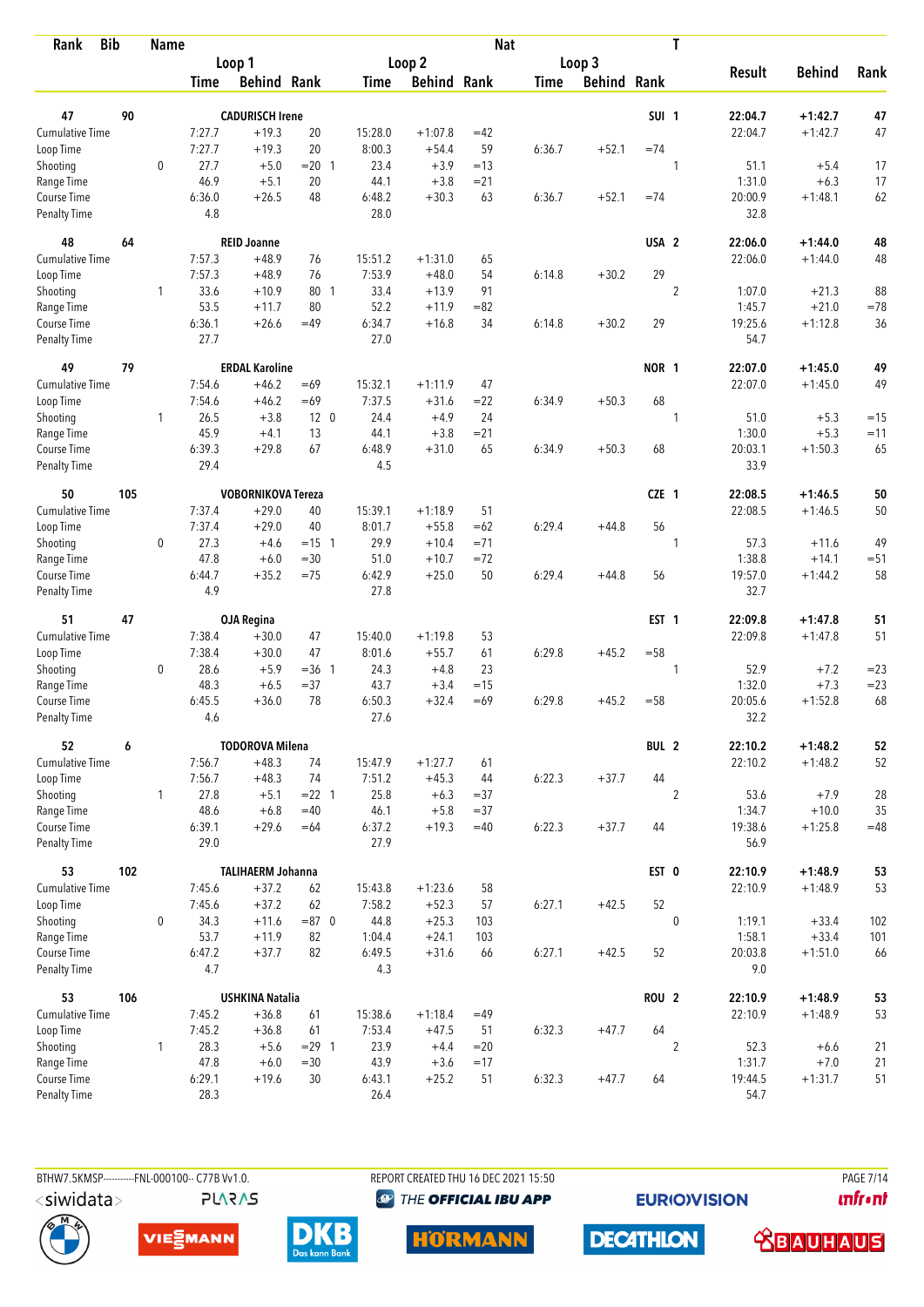| Rank | Bib | Name | | Loop 1 | | | Loop 2 | | | Loop 3 | | | Nat | T | Result | Behind | Rank |
|---|---|---|---|---|---|---|---|---|---|---|---|---|---|---|---|---|---|
| | | | | Time | Behind | Rank | Time | Behind | Rank | Time | Behind | Rank | | | | | |
| 47 | 90 | CADURISCH Irene | | | | | | | | | | | SUI | 1 | 22:04.7 | +1:42.7 | 47 |
| Cumulative Time | | | | 7:27.7 | +19.3 | 20 | 15:28.0 | +1:07.8 | =42 | | | | | | 22:04.7 | +1:42.7 | 47 |
| Loop Time | | | | 7:27.7 | +19.3 | 20 | 8:00.3 | +54.4 | 59 | 6:36.7 | +52.1 | =74 | | | | | |
| Shooting | | | 0 | 27.7 | +5.0 | =20 1 | 23.4 | +3.9 | =13 | | | | | 1 | 51.1 | +5.4 | 17 |
| Range Time | | | | 46.9 | +5.1 | 20 | 44.1 | +3.8 | =21 | | | | | | 1:31.0 | +6.3 | 17 |
| Course Time | | | | 6:36.0 | +26.5 | 48 | 6:48.2 | +30.3 | 63 | 6:36.7 | +52.1 | =74 | | | 20:00.9 | +1:48.1 | 62 |
| Penalty Time | | | | 4.8 | | | 28.0 | | | | | | | | 32.8 | | |
| 48 | 64 | REID Joanne | | | | | | | | | | | USA | 2 | 22:06.0 | +1:44.0 | 48 |
| Cumulative Time | | | | 7:57.3 | +48.9 | 76 | 15:51.2 | +1:31.0 | 65 | | | | | | 22:06.0 | +1:44.0 | 48 |
| Loop Time | | | | 7:57.3 | +48.9 | 76 | 7:53.9 | +48.0 | 54 | 6:14.8 | +30.2 | 29 | | | | | |
| Shooting | | | 1 | 33.6 | +10.9 | 80 1 | 33.4 | +13.9 | 91 | | | | | 2 | 1:07.0 | +21.3 | 88 |
| Range Time | | | | 53.5 | +11.7 | 80 | 52.2 | +11.9 | =82 | | | | | | 1:45.7 | +21.0 | =78 |
| Course Time | | | | 6:36.1 | +26.6 | =49 | 6:34.7 | +16.8 | 34 | 6:14.8 | +30.2 | 29 | | | 19:25.6 | +1:12.8 | 36 |
| Penalty Time | | | | 27.7 | | | 27.0 | | | | | | | | 54.7 | | |
| 49 | 79 | ERDAL Karoline | | | | | | | | | | | NOR | 1 | 22:07.0 | +1:45.0 | 49 |
| Cumulative Time | | | | 7:54.6 | +46.2 | =69 | 15:32.1 | +1:11.9 | 47 | | | | | | 22:07.0 | +1:45.0 | 49 |
| Loop Time | | | | 7:54.6 | +46.2 | =69 | 7:37.5 | +31.6 | =22 | 6:34.9 | +50.3 | 68 | | | | | |
| Shooting | | | 1 | 26.5 | +3.8 | 12 0 | 24.4 | +4.9 | 24 | | | | | 1 | 51.0 | +5.3 | =15 |
| Range Time | | | | 45.9 | +4.1 | 13 | 44.1 | +3.8 | =21 | | | | | | 1:30.0 | +5.3 | =11 |
| Course Time | | | | 6:39.3 | +29.8 | 67 | 6:48.9 | +31.0 | 65 | 6:34.9 | +50.3 | 68 | | | 20:03.1 | +1:50.3 | 65 |
| Penalty Time | | | | 29.4 | | | 4.5 | | | | | | | | 33.9 | | |
| 50 | 105 | VOBORNIKOVA Tereza | | | | | | | | | | | CZE | 1 | 22:08.5 | +1:46.5 | 50 |
| Cumulative Time | | | | 7:37.4 | +29.0 | 40 | 15:39.1 | +1:18.9 | 51 | | | | | | 22:08.5 | +1:46.5 | 50 |
| Loop Time | | | | 7:37.4 | +29.0 | 40 | 8:01.7 | +55.8 | =62 | 6:29.4 | +44.8 | 56 | | | | | |
| Shooting | | | 0 | 27.3 | +4.6 | =15 1 | 29.9 | +10.4 | =71 | | | | | 1 | 57.3 | +11.6 | 49 |
| Range Time | | | | 47.8 | +6.0 | =30 | 51.0 | +10.7 | =72 | | | | | | 1:38.8 | +14.1 | =51 |
| Course Time | | | | 6:44.7 | +35.2 | =75 | 6:42.9 | +25.0 | 50 | 6:29.4 | +44.8 | 56 | | | 19:57.0 | +1:44.2 | 58 |
| Penalty Time | | | | 4.9 | | | 27.8 | | | | | | | | 32.7 | | |
| 51 | 47 | OJA Regina | | | | | | | | | | | EST | 1 | 22:09.8 | +1:47.8 | 51 |
| Cumulative Time | | | | 7:38.4 | +30.0 | 47 | 15:40.0 | +1:19.8 | 53 | | | | | | 22:09.8 | +1:47.8 | 51 |
| Loop Time | | | | 7:38.4 | +30.0 | 47 | 8:01.6 | +55.7 | 61 | 6:29.8 | +45.2 | =58 | | | | | |
| Shooting | | | 0 | 28.6 | +5.9 | =36 1 | 24.3 | +4.8 | 23 | | | | | 1 | 52.9 | +7.2 | =23 |
| Range Time | | | | 48.3 | +6.5 | =37 | 43.7 | +3.4 | =15 | | | | | | 1:32.0 | +7.3 | =23 |
| Course Time | | | | 6:45.5 | +36.0 | 78 | 6:50.3 | +32.4 | =69 | 6:29.8 | +45.2 | =58 | | | 20:05.6 | +1:52.8 | 68 |
| Penalty Time | | | | 4.6 | | | 27.6 | | | | | | | | 32.2 | | |
| 52 | 6 | TODOROVA Milena | | | | | | | | | | | BUL | 2 | 22:10.2 | +1:48.2 | 52 |
| Cumulative Time | | | | 7:56.7 | +48.3 | 74 | 15:47.9 | +1:27.7 | 61 | | | | | | 22:10.2 | +1:48.2 | 52 |
| Loop Time | | | | 7:56.7 | +48.3 | 74 | 7:51.2 | +45.3 | 44 | 6:22.3 | +37.7 | 44 | | | | | |
| Shooting | | | 1 | 27.8 | +5.1 | =22 1 | 25.8 | +6.3 | =37 | | | | | 2 | 53.6 | +7.9 | 28 |
| Range Time | | | | 48.6 | +6.8 | =40 | 46.1 | +5.8 | =37 | | | | | | 1:34.7 | +10.0 | 35 |
| Course Time | | | | 6:39.1 | +29.6 | =64 | 6:37.2 | +19.3 | =40 | 6:22.3 | +37.7 | 44 | | | 19:38.6 | +1:25.8 | =48 |
| Penalty Time | | | | 29.0 | | | 27.9 | | | | | | | | 56.9 | | |
| 53 | 102 | TALIHAERM Johanna | | | | | | | | | | | EST | 0 | 22:10.9 | +1:48.9 | 53 |
| Cumulative Time | | | | 7:45.6 | +37.2 | 62 | 15:43.8 | +1:23.6 | 58 | | | | | | 22:10.9 | +1:48.9 | 53 |
| Loop Time | | | | 7:45.6 | +37.2 | 62 | 7:58.2 | +52.3 | 57 | 6:27.1 | +42.5 | 52 | | | | | |
| Shooting | | | 0 | 34.3 | +11.6 | =87 0 | 44.8 | +25.3 | 103 | | | | | 0 | 1:19.1 | +33.4 | 102 |
| Range Time | | | | 53.7 | +11.9 | 82 | 1:04.4 | +24.1 | 103 | | | | | | 1:58.1 | +33.4 | 101 |
| Course Time | | | | 6:47.2 | +37.7 | 82 | 6:49.5 | +31.6 | 66 | 6:27.1 | +42.5 | 52 | | | 20:03.8 | +1:51.0 | 66 |
| Penalty Time | | | | 4.7 | | | 4.3 | | | | | | | | 9.0 | | |
| 53 | 106 | USHKINA Natalia | | | | | | | | | | | ROU | 2 | 22:10.9 | +1:48.9 | 53 |
| Cumulative Time | | | | 7:45.2 | +36.8 | 61 | 15:38.6 | +1:18.4 | =49 | | | | | | 22:10.9 | +1:48.9 | 53 |
| Loop Time | | | | 7:45.2 | +36.8 | 61 | 7:53.4 | +47.5 | 51 | 6:32.3 | +47.7 | 64 | | | | | |
| Shooting | | | 1 | 28.3 | +5.6 | =29 1 | 23.9 | +4.4 | =20 | | | | | 2 | 52.3 | +6.6 | 21 |
| Range Time | | | | 47.8 | +6.0 | =30 | 43.9 | +3.6 | =17 | | | | | | 1:31.7 | +7.0 | 21 |
| Course Time | | | | 6:29.1 | +19.6 | 30 | 6:43.1 | +25.2 | 51 | 6:32.3 | +47.7 | 64 | | | 19:44.5 | +1:31.7 | 51 |
| Penalty Time | | | | 28.3 | | | 26.4 | | | | | | | | 54.7 | | |

BTHW7.5KMSP----------FNL-000100-- C77B Vv1.0. REPORT CREATED THU 16 DEC 2021 15:50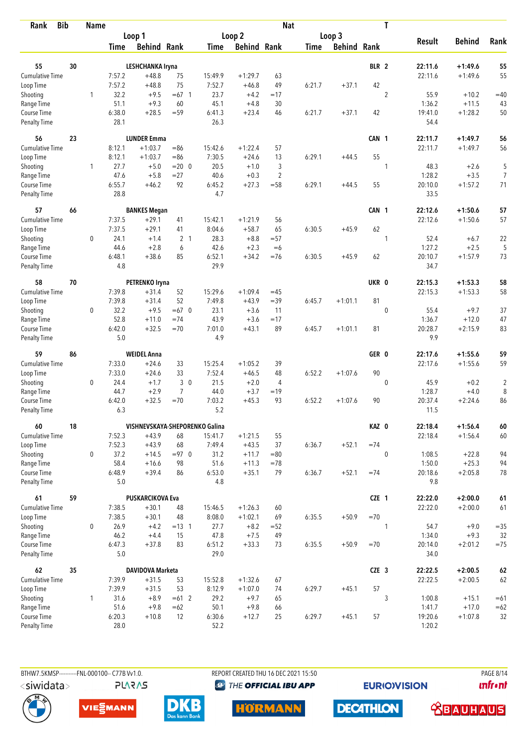| Rank | Bib | Name | | Loop 1 Time | Loop 1 Behind | Loop 1 Rank | Loop 2 Time | Loop 2 Behind | Loop 2 Rank | Loop 3 Time | Loop 3 Behind | Loop 3 Rank | Nat | T | Result | Behind | Rank |
|---|---|---|---|---|---|---|---|---|---|---|---|---|---|---|---|---|---|
| 55 | 30 | LESHCHANKA Iryna | | | | | | | | | | | BLR | 2 | 22:11.6 | +1:49.6 | 55 |
| Cumulative Time | | | | 7:57.2 | +48.8 | 75 | 15:49.9 | +1:29.7 | 63 | | | | | | 22:11.6 | +1:49.6 | 55 |
| Loop Time | | | | 7:57.2 | +48.8 | 75 | 7:52.7 | +46.8 | 49 | 6:21.7 | +37.1 | 42 | | | | | |
| Shooting | | | 1 | 32.2 | +9.5 | =67 1 | 23.7 | +4.2 | =17 | | | | | 2 | 55.9 | +10.2 | =40 |
| Range Time | | | | 51.1 | +9.3 | 60 | 45.1 | +4.8 | 30 | | | | | | 1:36.2 | +11.5 | 43 |
| Course Time | | | | 6:38.0 | +28.5 | =59 | 6:41.3 | +23.4 | 46 | 6:21.7 | +37.1 | 42 | | | 19:41.0 | +1:28.2 | 50 |
| Penalty Time | | | | 28.1 | | | 26.3 | | | | | | | | 54.4 | | |
| 56 | 23 | LUNDER Emma | | | | | | | | | | | CAN | 1 | 22:11.7 | +1:49.7 | 56 |
| Cumulative Time | | | | 8:12.1 | +1:03.7 | =86 | 15:42.6 | +1:22.4 | 57 | | | | | | 22:11.7 | +1:49.7 | 56 |
| Loop Time | | | | 8:12.1 | +1:03.7 | =86 | 7:30.5 | +24.6 | 13 | 6:29.1 | +44.5 | 55 | | | | | |
| Shooting | | | 1 | 27.7 | +5.0 | =20 0 | 20.5 | +1.0 | 3 | | | | | 1 | 48.3 | +2.6 | 5 |
| Range Time | | | | 47.6 | +5.8 | =27 | 40.6 | +0.3 | 2 | | | | | | 1:28.2 | +3.5 | 7 |
| Course Time | | | | 6:55.7 | +46.2 | 92 | 6:45.2 | +27.3 | =58 | 6:29.1 | +44.5 | 55 | | | 20:10.0 | +1:57.2 | 71 |
| Penalty Time | | | | 28.8 | | | 4.7 | | | | | | | | 33.5 | | |
| 57 | 66 | BANKES Megan | | | | | | | | | | | CAN | 1 | 22:12.6 | +1:50.6 | 57 |
| Cumulative Time | | | | 7:37.5 | +29.1 | 41 | 15:42.1 | +1:21.9 | 56 | | | | | | 22:12.6 | +1:50.6 | 57 |
| Loop Time | | | | 7:37.5 | +29.1 | 41 | 8:04.6 | +58.7 | 65 | 6:30.5 | +45.9 | 62 | | | | | |
| Shooting | | | 0 | 24.1 | +1.4 | 2 1 | 28.3 | +8.8 | =57 | | | | | 1 | 52.4 | +6.7 | 22 |
| Range Time | | | | 44.6 | +2.8 | 6 | 42.6 | +2.3 | =6 | | | | | | 1:27.2 | +2.5 | 5 |
| Course Time | | | | 6:48.1 | +38.6 | 85 | 6:52.1 | +34.2 | =76 | 6:30.5 | +45.9 | 62 | | | 20:10.7 | +1:57.9 | 73 |
| Penalty Time | | | | 4.8 | | | 29.9 | | | | | | | | 34.7 | | |
| 58 | 70 | PETRENKO Iryna | | | | | | | | | | | UKR | 0 | 22:15.3 | +1:53.3 | 58 |
| Cumulative Time | | | | 7:39.8 | +31.4 | 52 | 15:29.6 | +1:09.4 | =45 | | | | | | 22:15.3 | +1:53.3 | 58 |
| Loop Time | | | | 7:39.8 | +31.4 | 52 | 7:49.8 | +43.9 | =39 | 6:45.7 | +1:01.1 | 81 | | | | | |
| Shooting | | | 0 | 32.2 | +9.5 | =67 0 | 23.1 | +3.6 | 11 | | | | | 0 | 55.4 | +9.7 | 37 |
| Range Time | | | | 52.8 | +11.0 | =74 | 43.9 | +3.6 | =17 | | | | | | 1:36.7 | +12.0 | 47 |
| Course Time | | | | 6:42.0 | +32.5 | =70 | 7:01.0 | +43.1 | 89 | 6:45.7 | +1:01.1 | 81 | | | 20:28.7 | +2:15.9 | 83 |
| Penalty Time | | | | 5.0 | | | 4.9 | | | | | | | | 9.9 | | |
| 59 | 86 | WEIDEL Anna | | | | | | | | | | | GER | 0 | 22:17.6 | +1:55.6 | 59 |
| Cumulative Time | | | | 7:33.0 | +24.6 | 33 | 15:25.4 | +1:05.2 | 39 | | | | | | 22:17.6 | +1:55.6 | 59 |
| Loop Time | | | | 7:33.0 | +24.6 | 33 | 7:52.4 | +46.5 | 48 | 6:52.2 | +1:07.6 | 90 | | | | | |
| Shooting | | | 0 | 24.4 | +1.7 | 3 0 | 21.5 | +2.0 | 4 | | | | | 0 | 45.9 | +0.2 | 2 |
| Range Time | | | | 44.7 | +2.9 | 7 | 44.0 | +3.7 | =19 | | | | | | 1:28.7 | +4.0 | 8 |
| Course Time | | | | 6:42.0 | +32.5 | =70 | 7:03.2 | +45.3 | 93 | 6:52.2 | +1:07.6 | 90 | | | 20:37.4 | +2:24.6 | 86 |
| Penalty Time | | | | 6.3 | | | 5.2 | | | | | | | | 11.5 | | |
| 60 | 18 | VISHNEVSKAYA-SHEPORENKO Galina | | | | | | | | | | | KAZ | 0 | 22:18.4 | +1:56.4 | 60 |
| Cumulative Time | | | | 7:52.3 | +43.9 | 68 | 15:41.7 | +1:21.5 | 55 | | | | | | 22:18.4 | +1:56.4 | 60 |
| Loop Time | | | | 7:52.3 | +43.9 | 68 | 7:49.4 | +43.5 | 37 | 6:36.7 | +52.1 | =74 | | | | | |
| Shooting | | | 0 | 37.2 | +14.5 | =97 0 | 31.2 | +11.7 | =80 | | | | | 0 | 1:08.5 | +22.8 | 94 |
| Range Time | | | | 58.4 | +16.6 | 98 | 51.6 | +11.3 | =78 | | | | | | 1:50.0 | +25.3 | 94 |
| Course Time | | | | 6:48.9 | +39.4 | 86 | 6:53.0 | +35.1 | 79 | 6:36.7 | +52.1 | =74 | | | 20:18.6 | +2:05.8 | 78 |
| Penalty Time | | | | 5.0 | | | 4.8 | | | | | | | | 9.8 | | |
| 61 | 59 | PUSKARCIKOVA Eva | | | | | | | | | | | CZE | 1 | 22:22.0 | +2:00.0 | 61 |
| Cumulative Time | | | | 7:38.5 | +30.1 | 48 | 15:46.5 | +1:26.3 | 60 | | | | | | 22:22.0 | +2:00.0 | 61 |
| Loop Time | | | | 7:38.5 | +30.1 | 48 | 8:08.0 | +1:02.1 | 69 | 6:35.5 | +50.9 | =70 | | | | | |
| Shooting | | | 0 | 26.9 | +4.2 | =13 1 | 27.7 | +8.2 | =52 | | | | | 1 | 54.7 | +9.0 | =35 |
| Range Time | | | | 46.2 | +4.4 | 15 | 47.8 | +7.5 | 49 | | | | | | 1:34.0 | +9.3 | 32 |
| Course Time | | | | 6:47.3 | +37.8 | 83 | 6:51.2 | +33.3 | 73 | 6:35.5 | +50.9 | =70 | | | 20:14.0 | +2:01.2 | =75 |
| Penalty Time | | | | 5.0 | | | 29.0 | | | | | | | | 34.0 | | |
| 62 | 35 | DAVIDOVA Marketa | | | | | | | | | | | CZE | 3 | 22:22.5 | +2:00.5 | 62 |
| Cumulative Time | | | | 7:39.9 | +31.5 | 53 | 15:52.8 | +1:32.6 | 67 | | | | | | 22:22.5 | +2:00.5 | 62 |
| Loop Time | | | | 7:39.9 | +31.5 | 53 | 8:12.9 | +1:07.0 | 74 | 6:29.7 | +45.1 | 57 | | | | | |
| Shooting | | | 1 | 31.6 | +8.9 | =61 2 | 29.2 | +9.7 | 65 | | | | | 3 | 1:00.8 | +15.1 | =61 |
| Range Time | | | | 51.6 | +9.8 | =62 | 50.1 | +9.8 | 66 | | | | | | 1:41.7 | +17.0 | =62 |
| Course Time | | | | 6:20.3 | +10.8 | 12 | 6:30.6 | +12.7 | 25 | 6:29.7 | +45.1 | 57 | | | 19:20.6 | +1:07.8 | 32 |
| Penalty Time | | | | 28.0 | | | 52.2 | | | | | | | | 1:20.2 | | |

BTHW7.5KMSP----------FNL-000100-- C77B Vv1.0. REPORT CREATED THU 16 DEC 2021 15:50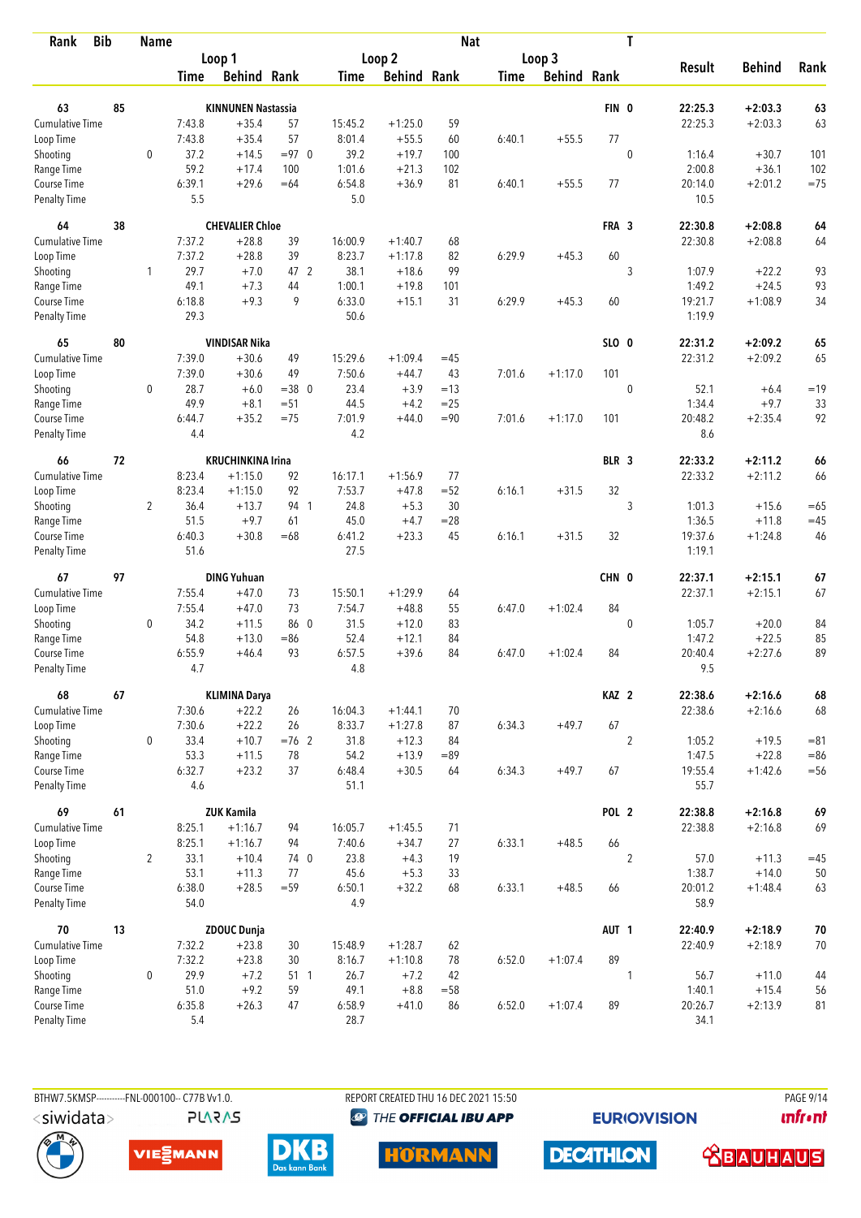| Rank | Bib | Name | | Loop 1 Time | Loop 1 Behind | Loop 1 Rank | | Loop 2 Time | Loop 2 Behind | Loop 2 Rank | Loop 3 Time | Loop 3 Behind | Loop 3 Rank | Nat | T | Result | Behind | Rank |
|---|---|---|---|---|---|---|---|---|---|---|---|---|---|---|---|---|---|---|
| 63 | 85 | KINNUNEN Nastassia | | | | | | | | | | | | FIN | 0 | 22:25.3 | +2:03.3 | 63 |
| Cumulative Time | | | | 7:43.8 | +35.4 | 57 | | 15:45.2 | +1:25.0 | 59 | | | | | | 22:25.3 | +2:03.3 | 63 |
| Loop Time | | | | 7:43.8 | +35.4 | 57 | | 8:01.4 | +55.5 | 60 | 6:40.1 | +55.5 | 77 | | | | | |
| Shooting | | | 0 | 37.2 | +14.5 | =97 | 0 | 39.2 | +19.7 | 100 | | | | | 0 | 1:16.4 | +30.7 | 101 |
| Range Time | | | | 59.2 | +17.4 | 100 | | 1:01.6 | +21.3 | 102 | | | | | | 2:00.8 | +36.1 | 102 |
| Course Time | | | | 6:39.1 | +29.6 | =64 | | 6:54.8 | +36.9 | 81 | 6:40.1 | +55.5 | 77 | | | 20:14.0 | +2:01.2 | =75 |
| Penalty Time | | | | 5.5 | | | | 5.0 | | | | | | | | 10.5 | | |
| 64 | 38 | CHEVALIER Chloe | | | | | | | | | | | | FRA | 3 | 22:30.8 | +2:08.8 | 64 |
| Cumulative Time | | | | 7:37.2 | +28.8 | 39 | | 16:00.9 | +1:40.7 | 68 | | | | | | 22:30.8 | +2:08.8 | 64 |
| Loop Time | | | | 7:37.2 | +28.8 | 39 | | 8:23.7 | +1:17.8 | 82 | 6:29.9 | +45.3 | 60 | | | | | |
| Shooting | | | 1 | 29.7 | +7.0 | 47 | 2 | 38.1 | +18.6 | 99 | | | | | 3 | 1:07.9 | +22.2 | 93 |
| Range Time | | | | 49.1 | +7.3 | 44 | | 1:00.1 | +19.8 | 101 | | | | | | 1:49.2 | +24.5 | 93 |
| Course Time | | | | 6:18.8 | +9.3 | 9 | | 6:33.0 | +15.1 | 31 | 6:29.9 | +45.3 | 60 | | | 19:21.7 | +1:08.9 | 34 |
| Penalty Time | | | | 29.3 | | | | 50.6 | | | | | | | | 1:19.9 | | |
| 65 | 80 | VINDISAR Nika | | | | | | | | | | | | SLO | 0 | 22:31.2 | +2:09.2 | 65 |
| Cumulative Time | | | | 7:39.0 | +30.6 | 49 | | 15:29.6 | +1:09.4 | =45 | | | | | | 22:31.2 | +2:09.2 | 65 |
| Loop Time | | | | 7:39.0 | +30.6 | 49 | | 7:50.6 | +44.7 | 43 | 7:01.6 | +1:17.0 | 101 | | | | | |
| Shooting | | | 0 | 28.7 | +6.0 | =38 | 0 | 23.4 | +3.9 | =13 | | | | | 0 | 52.1 | +6.4 | =19 |
| Range Time | | | | 49.9 | +8.1 | =51 | | 44.5 | +4.2 | =25 | | | | | | 1:34.4 | +9.7 | 33 |
| Course Time | | | | 6:44.7 | +35.2 | =75 | | 7:01.9 | +44.0 | =90 | 7:01.6 | +1:17.0 | 101 | | | 20:48.2 | +2:35.4 | 92 |
| Penalty Time | | | | 4.4 | | | | 4.2 | | | | | | | | 8.6 | | |
| 66 | 72 | KRUCHINKINA Irina | | | | | | | | | | | | BLR | 3 | 22:33.2 | +2:11.2 | 66 |
| Cumulative Time | | | | 8:23.4 | +1:15.0 | 92 | | 16:17.1 | +1:56.9 | 77 | | | | | | 22:33.2 | +2:11.2 | 66 |
| Loop Time | | | | 8:23.4 | +1:15.0 | 92 | | 7:53.7 | +47.8 | =52 | 6:16.1 | +31.5 | 32 | | | | | |
| Shooting | | | 2 | 36.4 | +13.7 | 94 | 1 | 24.8 | +5.3 | 30 | | | | | 3 | 1:01.3 | +15.6 | =65 |
| Range Time | | | | 51.5 | +9.7 | 61 | | 45.0 | +4.7 | =28 | | | | | | 1:36.5 | +11.8 | =45 |
| Course Time | | | | 6:40.3 | +30.8 | =68 | | 6:41.2 | +23.3 | 45 | 6:16.1 | +31.5 | 32 | | | 19:37.6 | +1:24.8 | 46 |
| Penalty Time | | | | 51.6 | | | | 27.5 | | | | | | | | 1:19.1 | | |
| 67 | 97 | DING Yuhuan | | | | | | | | | | | | CHN | 0 | 22:37.1 | +2:15.1 | 67 |
| Cumulative Time | | | | 7:55.4 | +47.0 | 73 | | 15:50.1 | +1:29.9 | 64 | | | | | | 22:37.1 | +2:15.1 | 67 |
| Loop Time | | | | 7:55.4 | +47.0 | 73 | | 7:54.7 | +48.8 | 55 | 6:47.0 | +1:02.4 | 84 | | | | | |
| Shooting | | | 0 | 34.2 | +11.5 | 86 | 0 | 31.5 | +12.0 | 83 | | | | | 0 | 1:05.7 | +20.0 | 84 |
| Range Time | | | | 54.8 | +13.0 | =86 | | 52.4 | +12.1 | 84 | | | | | | 1:47.2 | +22.5 | 85 |
| Course Time | | | | 6:55.9 | +46.4 | 93 | | 6:57.5 | +39.6 | 84 | 6:47.0 | +1:02.4 | 84 | | | 20:40.4 | +2:27.6 | 89 |
| Penalty Time | | | | 4.7 | | | | 4.8 | | | | | | | | 9.5 | | |
| 68 | 67 | KLIMINA Darya | | | | | | | | | | | | KAZ | 2 | 22:38.6 | +2:16.6 | 68 |
| Cumulative Time | | | | 7:30.6 | +22.2 | 26 | | 16:04.3 | +1:44.1 | 70 | | | | | | 22:38.6 | +2:16.6 | 68 |
| Loop Time | | | | 7:30.6 | +22.2 | 26 | | 8:33.7 | +1:27.8 | 87 | 6:34.3 | +49.7 | 67 | | | | | |
| Shooting | | | 0 | 33.4 | +10.7 | =76 | 2 | 31.8 | +12.3 | 84 | | | | | 2 | 1:05.2 | +19.5 | =81 |
| Range Time | | | | 53.3 | +11.5 | 78 | | 54.2 | +13.9 | =89 | | | | | | 1:47.5 | +22.8 | =86 |
| Course Time | | | | 6:32.7 | +23.2 | 37 | | 6:48.4 | +30.5 | 64 | 6:34.3 | +49.7 | 67 | | | 19:55.4 | +1:42.6 | =56 |
| Penalty Time | | | | 4.6 | | | | 51.1 | | | | | | | | 55.7 | | |
| 69 | 61 | ZUK Kamila | | | | | | | | | | | | POL | 2 | 22:38.8 | +2:16.8 | 69 |
| Cumulative Time | | | | 8:25.1 | +1:16.7 | 94 | | 16:05.7 | +1:45.5 | 71 | | | | | | 22:38.8 | +2:16.8 | 69 |
| Loop Time | | | | 8:25.1 | +1:16.7 | 94 | | 7:40.6 | +34.7 | 27 | 6:33.1 | +48.5 | 66 | | | | | |
| Shooting | | | 2 | 33.1 | +10.4 | 74 | 0 | 23.8 | +4.3 | 19 | | | | | 2 | 57.0 | +11.3 | =45 |
| Range Time | | | | 53.1 | +11.3 | 77 | | 45.6 | +5.3 | 33 | | | | | | 1:38.7 | +14.0 | 50 |
| Course Time | | | | 6:38.0 | +28.5 | =59 | | 6:50.1 | +32.2 | 68 | 6:33.1 | +48.5 | 66 | | | 20:01.2 | +1:48.4 | 63 |
| Penalty Time | | | | 54.0 | | | | 4.9 | | | | | | | | 58.9 | | |
| 70 | 13 | ZDOUC Dunja | | | | | | | | | | | | AUT | 1 | 22:40.9 | +2:18.9 | 70 |
| Cumulative Time | | | | 7:32.2 | +23.8 | 30 | | 15:48.9 | +1:28.7 | 62 | | | | | | 22:40.9 | +2:18.9 | 70 |
| Loop Time | | | | 7:32.2 | +23.8 | 30 | | 8:16.7 | +1:10.8 | 78 | 6:52.0 | +1:07.4 | 89 | | | | | |
| Shooting | | | 0 | 29.9 | +7.2 | 51 | 1 | 26.7 | +7.2 | 42 | | | | | 1 | 56.7 | +11.0 | 44 |
| Range Time | | | | 51.0 | +9.2 | 59 | | 49.1 | +8.8 | =58 | | | | | | 1:40.1 | +15.4 | 56 |
| Course Time | | | | 6:35.8 | +26.3 | 47 | | 6:58.9 | +41.0 | 86 | 6:52.0 | +1:07.4 | 89 | | | 20:26.7 | +2:13.9 | 81 |
| Penalty Time | | | | 5.4 | | | | 28.7 | | | | | | | | 34.1 | | |

BTHW7.5KMSP----------FNL-000100-- C77B Vv1.0. REPORT CREATED THU 16 DEC 2021 15:50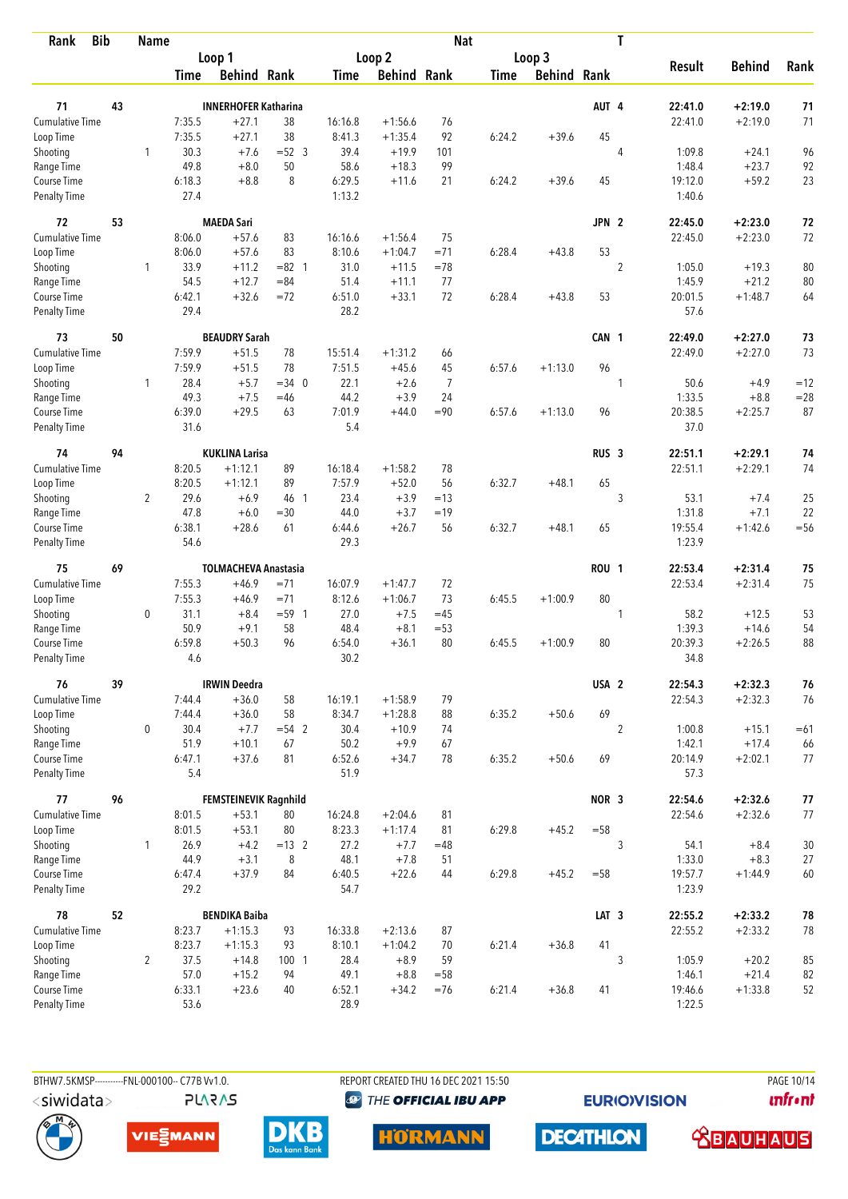| Rank | Bib | Name | | | | | | Nat | | | T | | | |
|---|---|---|---|---|---|---|---|---|---|---|---|---|---|---|
| | | | Loop 1 | | | Loop 2 | | | Loop 3 | | | Result | Behind | Rank |
| | | | Time | Behind | Rank | Time | Behind | Rank | Time | Behind | Rank | | | |
| 71 | 43 | INNERHOFER Katharina | | | | | | | | | AUT 4 | 22:41.0 | +2:19.0 | 71 |
| Cumulative Time | | | 7:35.5 | +27.1 | 38 | 16:16.8 | +1:56.6 | 76 | | | | 22:41.0 | +2:19.0 | 71 |
| Loop Time | | | 7:35.5 | +27.1 | 38 | 8:41.3 | +1:35.4 | 92 | 6:24.2 | +39.6 | 45 | | | |
| Shooting | | 1 | 30.3 | +7.6 | =52 3 | 39.4 | +19.9 | 101 | | | 4 | 1:09.8 | +24.1 | 96 |
| Range Time | | | 49.8 | +8.0 | 50 | 58.6 | +18.3 | 99 | | | | 1:48.4 | +23.7 | 92 |
| Course Time | | | 6:18.3 | +8.8 | 8 | 6:29.5 | +11.6 | 21 | 6:24.2 | +39.6 | 45 | 19:12.0 | +59.2 | 23 |
| Penalty Time | | | 27.4 | | | 1:13.2 | | | | | | 1:40.6 | | |
| 72 | 53 | MAEDA Sari | | | | | | | | | JPN 2 | 22:45.0 | +2:23.0 | 72 |
| Cumulative Time | | | 8:06.0 | +57.6 | 83 | 16:16.6 | +1:56.4 | 75 | | | | 22:45.0 | +2:23.0 | 72 |
| Loop Time | | | 8:06.0 | +57.6 | 83 | 8:10.6 | +1:04.7 | =71 | 6:28.4 | +43.8 | 53 | | | |
| Shooting | | 1 | 33.9 | +11.2 | =82 1 | 31.0 | +11.5 | =78 | | | 2 | 1:05.0 | +19.3 | 80 |
| Range Time | | | 54.5 | +12.7 | =84 | 51.4 | +11.1 | 77 | | | | 1:45.9 | +21.2 | 80 |
| Course Time | | | 6:42.1 | +32.6 | =72 | 6:51.0 | +33.1 | 72 | 6:28.4 | +43.8 | 53 | 20:01.5 | +1:48.7 | 64 |
| Penalty Time | | | 29.4 | | | 28.2 | | | | | | 57.6 | | |
| 73 | 50 | BEAUDRY Sarah | | | | | | | | | CAN 1 | 22:49.0 | +2:27.0 | 73 |
| Cumulative Time | | | 7:59.9 | +51.5 | 78 | 15:51.4 | +1:31.2 | 66 | | | | 22:49.0 | +2:27.0 | 73 |
| Loop Time | | | 7:59.9 | +51.5 | 78 | 7:51.5 | +45.6 | 45 | 6:57.6 | +1:13.0 | 96 | | | |
| Shooting | | 1 | 28.4 | +5.7 | =34 0 | 22.1 | +2.6 | 7 | | | 1 | 50.6 | +4.9 | =12 |
| Range Time | | | 49.3 | +7.5 | =46 | 44.2 | +3.9 | 24 | | | | 1:33.5 | +8.8 | =28 |
| Course Time | | | 6:39.0 | +29.5 | 63 | 7:01.9 | +44.0 | =90 | 6:57.6 | +1:13.0 | 96 | 20:38.5 | +2:25.7 | 87 |
| Penalty Time | | | 31.6 | | | 5.4 | | | | | | 37.0 | | |
| 74 | 94 | KUKLINA Larisa | | | | | | | | | RUS 3 | 22:51.1 | +2:29.1 | 74 |
| Cumulative Time | | | 8:20.5 | +1:12.1 | 89 | 16:18.4 | +1:58.2 | 78 | | | | 22:51.1 | +2:29.1 | 74 |
| Loop Time | | | 8:20.5 | +1:12.1 | 89 | 7:57.9 | +52.0 | 56 | 6:32.7 | +48.1 | 65 | | | |
| Shooting | | 2 | 29.6 | +6.9 | 46 1 | 23.4 | +3.9 | =13 | | | 3 | 53.1 | +7.4 | 25 |
| Range Time | | | 47.8 | +6.0 | =30 | 44.0 | +3.7 | =19 | | | | 1:31.8 | +7.1 | 22 |
| Course Time | | | 6:38.1 | +28.6 | 61 | 6:44.6 | +26.7 | 56 | 6:32.7 | +48.1 | 65 | 19:55.4 | +1:42.6 | =56 |
| Penalty Time | | | 54.6 | | | 29.3 | | | | | | 1:23.9 | | |
| 75 | 69 | TOLMACHEVA Anastasia | | | | | | | | | ROU 1 | 22:53.4 | +2:31.4 | 75 |
| Cumulative Time | | | 7:55.3 | +46.9 | =71 | 16:07.9 | +1:47.7 | 72 | | | | 22:53.4 | +2:31.4 | 75 |
| Loop Time | | | 7:55.3 | +46.9 | =71 | 8:12.6 | +1:06.7 | 73 | 6:45.5 | +1:00.9 | 80 | | | |
| Shooting | | 0 | 31.1 | +8.4 | =59 1 | 27.0 | +7.5 | =45 | | | 1 | 58.2 | +12.5 | 53 |
| Range Time | | | 50.9 | +9.1 | 58 | 48.4 | +8.1 | =53 | | | | 1:39.3 | +14.6 | 54 |
| Course Time | | | 6:59.8 | +50.3 | 96 | 6:54.0 | +36.1 | 80 | 6:45.5 | +1:00.9 | 80 | 20:39.3 | +2:26.5 | 88 |
| Penalty Time | | | 4.6 | | | 30.2 | | | | | | 34.8 | | |
| 76 | 39 | IRWIN Deedra | | | | | | | | | USA 2 | 22:54.3 | +2:32.3 | 76 |
| Cumulative Time | | | 7:44.4 | +36.0 | 58 | 16:19.1 | +1:58.9 | 79 | | | | 22:54.3 | +2:32.3 | 76 |
| Loop Time | | | 7:44.4 | +36.0 | 58 | 8:34.7 | +1:28.8 | 88 | 6:35.2 | +50.6 | 69 | | | |
| Shooting | | 0 | 30.4 | +7.7 | =54 2 | 30.4 | +10.9 | 74 | | | 2 | 1:00.8 | +15.1 | =61 |
| Range Time | | | 51.9 | +10.1 | 67 | 50.2 | +9.9 | 67 | | | | 1:42.1 | +17.4 | 66 |
| Course Time | | | 6:47.1 | +37.6 | 81 | 6:52.6 | +34.7 | 78 | 6:35.2 | +50.6 | 69 | 20:14.9 | +2:02.1 | 77 |
| Penalty Time | | | 5.4 | | | 51.9 | | | | | | 57.3 | | |
| 77 | 96 | FEMSTEINEVIK Ragnhild | | | | | | | | | NOR 3 | 22:54.6 | +2:32.6 | 77 |
| Cumulative Time | | | 8:01.5 | +53.1 | 80 | 16:24.8 | +2:04.6 | 81 | | | | 22:54.6 | +2:32.6 | 77 |
| Loop Time | | | 8:01.5 | +53.1 | 80 | 8:23.3 | +1:17.4 | 81 | 6:29.8 | +45.2 | =58 | | | |
| Shooting | | 1 | 26.9 | +4.2 | =13 2 | 27.2 | +7.7 | =48 | | | 3 | 54.1 | +8.4 | 30 |
| Range Time | | | 44.9 | +3.1 | 8 | 48.1 | +7.8 | 51 | | | | 1:33.0 | +8.3 | 27 |
| Course Time | | | 6:47.4 | +37.9 | 84 | 6:40.5 | +22.6 | 44 | 6:29.8 | +45.2 | =58 | 19:57.7 | +1:44.9 | 60 |
| Penalty Time | | | 29.2 | | | 54.7 | | | | | | 1:23.9 | | |
| 78 | 52 | BENDIKA Baiba | | | | | | | | | LAT 3 | 22:55.2 | +2:33.2 | 78 |
| Cumulative Time | | | 8:23.7 | +1:15.3 | 93 | 16:33.8 | +2:13.6 | 87 | | | | 22:55.2 | +2:33.2 | 78 |
| Loop Time | | | 8:23.7 | +1:15.3 | 93 | 8:10.1 | +1:04.2 | 70 | 6:21.4 | +36.8 | 41 | | | |
| Shooting | | 2 | 37.5 | +14.8 | 100 1 | 28.4 | +8.9 | 59 | | | 3 | 1:05.9 | +20.2 | 85 |
| Range Time | | | 57.0 | +15.2 | 94 | 49.1 | +8.8 | =58 | | | | 1:46.1 | +21.4 | 82 |
| Course Time | | | 6:33.1 | +23.6 | 40 | 6:52.1 | +34.2 | =76 | 6:21.4 | +36.8 | 41 | 19:46.6 | +1:33.8 | 52 |
| Penalty Time | | | 53.6 | | | 28.9 | | | | | | 1:22.5 | | |

BTHW7.5KMSP----------FNL-000100-- C77B Vv1.0. REPORT CREATED THU 16 DEC 2021 15:50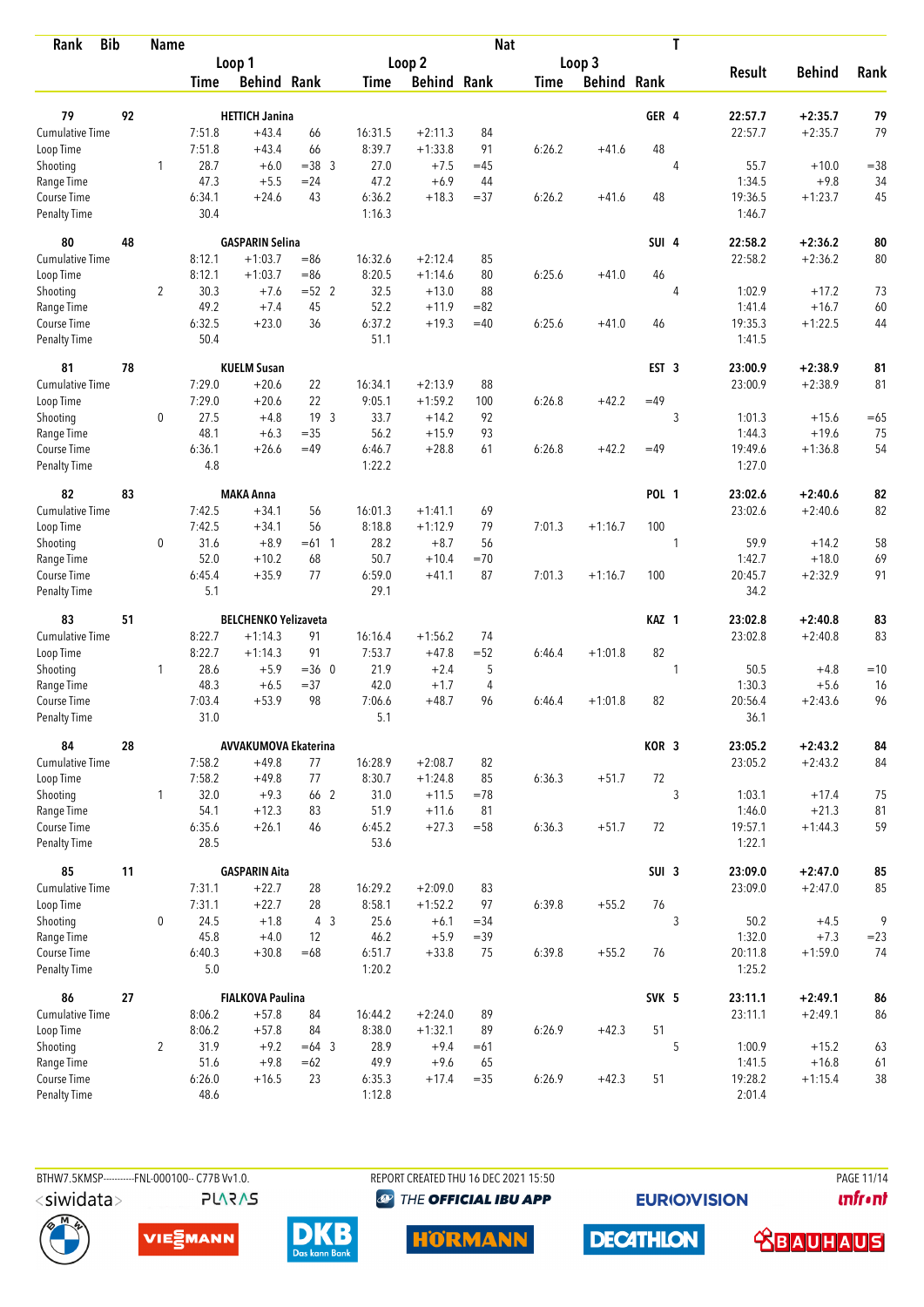| Rank | Bib | Name | | | | | | | Nat | | | T | | | |
|---|---|---|---|---|---|---|---|---|---|---|---|---|---|---|---|
| | | | Loop 1 | | | Loop 2 | | | Loop 3 | | | | Result | Behind | Rank |
| | | | Time | Behind | Rank | Time | Behind | Rank | Time | Behind | Rank | | | | |
| **79** | **92** | **HETTICH Janina** | | | | | | | | | **GER** | **4** | **22:57.7** | **+2:35.7** | **79** |
| Cumulative Time | | | 7:51.8 | +43.4 | 66 | 16:31.5 | +2:11.3 | 84 | | | | | 22:57.7 | +2:35.7 | 79 |
| Loop Time | | | 7:51.8 | +43.4 | 66 | 8:39.7 | +1:33.8 | 91 | 6:26.2 | +41.6 | 48 | | | | |
| Shooting | | 1 | 28.7 | +6.0 | =38 3 | 27.0 | +7.5 | =45 | | | | 4 | 55.7 | +10.0 | =38 |
| Range Time | | | 47.3 | +5.5 | =24 | 47.2 | +6.9 | 44 | | | | | 1:34.5 | +9.8 | 34 |
| Course Time | | | 6:34.1 | +24.6 | 43 | 6:36.2 | +18.3 | =37 | 6:26.2 | +41.6 | 48 | | 19:36.5 | +1:23.7 | 45 |
| Penalty Time | | | 30.4 | | | 1:16.3 | | | | | | | 1:46.7 | | |
| **80** | **48** | **GASPARIN Selina** | | | | | | | | | **SUI** | **4** | **22:58.2** | **+2:36.2** | **80** |
| Cumulative Time | | | 8:12.1 | +1:03.7 | =86 | 16:32.6 | +2:12.4 | 85 | | | | | 22:58.2 | +2:36.2 | 80 |
| Loop Time | | | 8:12.1 | +1:03.7 | =86 | 8:20.5 | +1:14.6 | 80 | 6:25.6 | +41.0 | 46 | | | | |
| Shooting | | 2 | 30.3 | +7.6 | =52 2 | 32.5 | +13.0 | 88 | | | | 4 | 1:02.9 | +17.2 | 73 |
| Range Time | | | 49.2 | +7.4 | 45 | 52.2 | +11.9 | =82 | | | | | 1:41.4 | +16.7 | 60 |
| Course Time | | | 6:32.5 | +23.0 | 36 | 6:37.2 | +19.3 | =40 | 6:25.6 | +41.0 | 46 | | 19:35.3 | +1:22.5 | 44 |
| Penalty Time | | | 50.4 | | | 51.1 | | | | | | | 1:41.5 | | |
| **81** | **78** | **KUELM Susan** | | | | | | | | | **EST** | **3** | **23:00.9** | **+2:38.9** | **81** |
| Cumulative Time | | | 7:29.0 | +20.6 | 22 | 16:34.1 | +2:13.9 | 88 | | | | | 23:00.9 | +2:38.9 | 81 |
| Loop Time | | | 7:29.0 | +20.6 | 22 | 9:05.1 | +1:59.2 | 100 | 6:26.8 | +42.2 | =49 | | | | |
| Shooting | | 0 | 27.5 | +4.8 | 19 3 | 33.7 | +14.2 | 92 | | | | 3 | 1:01.3 | +15.6 | =65 |
| Range Time | | | 48.1 | +6.3 | =35 | 56.2 | +15.9 | 93 | | | | | 1:44.3 | +19.6 | 75 |
| Course Time | | | 6:36.1 | +26.6 | =49 | 6:46.7 | +28.8 | 61 | 6:26.8 | +42.2 | =49 | | 19:49.6 | +1:36.8 | 54 |
| Penalty Time | | | 4.8 | | | 1:22.2 | | | | | | | 1:27.0 | | |
| **82** | **83** | **MAKA Anna** | | | | | | | | | **POL** | **1** | **23:02.6** | **+2:40.6** | **82** |
| Cumulative Time | | | 7:42.5 | +34.1 | 56 | 16:01.3 | +1:41.1 | 69 | | | | | 23:02.6 | +2:40.6 | 82 |
| Loop Time | | | 7:42.5 | +34.1 | 56 | 8:18.8 | +1:12.9 | 79 | 7:01.3 | +1:16.7 | 100 | | | | |
| Shooting | | 0 | 31.6 | +8.9 | =61 1 | 28.2 | +8.7 | 56 | | | | 1 | 59.9 | +14.2 | 58 |
| Range Time | | | 52.0 | +10.2 | 68 | 50.7 | +10.4 | =70 | | | | | 1:42.7 | +18.0 | 69 |
| Course Time | | | 6:45.4 | +35.9 | 77 | 6:59.0 | +41.1 | 87 | 7:01.3 | +1:16.7 | 100 | | 20:45.7 | +2:32.9 | 91 |
| Penalty Time | | | 5.1 | | | 29.1 | | | | | | | 34.2 | | |
| **83** | **51** | **BELCHENKO Yelizaveta** | | | | | | | | | **KAZ** | **1** | **23:02.8** | **+2:40.8** | **83** |
| Cumulative Time | | | 8:22.7 | +1:14.3 | 91 | 16:16.4 | +1:56.2 | 74 | | | | | 23:02.8 | +2:40.8 | 83 |
| Loop Time | | | 8:22.7 | +1:14.3 | 91 | 7:53.7 | +47.8 | =52 | 6:46.4 | +1:01.8 | 82 | | | | |
| Shooting | | 1 | 28.6 | +5.9 | =36 0 | 21.9 | +2.4 | 5 | | | | 1 | 50.5 | +4.8 | =10 |
| Range Time | | | 48.3 | +6.5 | =37 | 42.0 | +1.7 | 4 | | | | | 1:30.3 | +5.6 | 16 |
| Course Time | | | 7:03.4 | +53.9 | 98 | 7:06.6 | +48.7 | 96 | 6:46.4 | +1:01.8 | 82 | | 20:56.4 | +2:43.6 | 96 |
| Penalty Time | | | 31.0 | | | 5.1 | | | | | | | 36.1 | | |
| **84** | **28** | **AVVAKUMOVA Ekaterina** | | | | | | | | | **KOR** | **3** | **23:05.2** | **+2:43.2** | **84** |
| Cumulative Time | | | 7:58.2 | +49.8 | 77 | 16:28.9 | +2:08.7 | 82 | | | | | 23:05.2 | +2:43.2 | 84 |
| Loop Time | | | 7:58.2 | +49.8 | 77 | 8:30.7 | +1:24.8 | 85 | 6:36.3 | +51.7 | 72 | | | | |
| Shooting | | 1 | 32.0 | +9.3 | 66 2 | 31.0 | +11.5 | =78 | | | | 3 | 1:03.1 | +17.4 | 75 |
| Range Time | | | 54.1 | +12.3 | 83 | 51.9 | +11.6 | 81 | | | | | 1:46.0 | +21.3 | 81 |
| Course Time | | | 6:35.6 | +26.1 | 46 | 6:45.2 | +27.3 | =58 | 6:36.3 | +51.7 | 72 | | 19:57.1 | +1:44.3 | 59 |
| Penalty Time | | | 28.5 | | | 53.6 | | | | | | | 1:22.1 | | |
| **85** | **11** | **GASPARIN Aita** | | | | | | | | | **SUI** | **3** | **23:09.0** | **+2:47.0** | **85** |
| Cumulative Time | | | 7:31.1 | +22.7 | 28 | 16:29.2 | +2:09.0 | 83 | | | | | 23:09.0 | +2:47.0 | 85 |
| Loop Time | | | 7:31.1 | +22.7 | 28 | 8:58.1 | +1:52.2 | 97 | 6:39.8 | +55.2 | 76 | | | | |
| Shooting | | 0 | 24.5 | +1.8 | 4 3 | 25.6 | +6.1 | =34 | | | | 3 | 50.2 | +4.5 | 9 |
| Range Time | | | 45.8 | +4.0 | 12 | 46.2 | +5.9 | =39 | | | | | 1:32.0 | +7.3 | =23 |
| Course Time | | | 6:40.3 | +30.8 | =68 | 6:51.7 | +33.8 | 75 | 6:39.8 | +55.2 | 76 | | 20:11.8 | +1:59.0 | 74 |
| Penalty Time | | | 5.0 | | | 1:20.2 | | | | | | | 1:25.2 | | |
| **86** | **27** | **FIALKOVA Paulina** | | | | | | | | | **SVK** | **5** | **23:11.1** | **+2:49.1** | **86** |
| Cumulative Time | | | 8:06.2 | +57.8 | 84 | 16:44.2 | +2:24.0 | 89 | | | | | 23:11.1 | +2:49.1 | 86 |
| Loop Time | | | 8:06.2 | +57.8 | 84 | 8:38.0 | +1:32.1 | 89 | 6:26.9 | +42.3 | 51 | | | | |
| Shooting | | 2 | 31.9 | +9.2 | =64 3 | 28.9 | +9.4 | =61 | | | | 5 | 1:00.9 | +15.2 | 63 |
| Range Time | | | 51.6 | +9.8 | =62 | 49.9 | +9.6 | 65 | | | | | 1:41.5 | +16.8 | 61 |
| Course Time | | | 6:26.0 | +16.5 | 23 | 6:35.3 | +17.4 | =35 | 6:26.9 | +42.3 | 51 | | 19:28.2 | +1:15.4 | 38 |
| Penalty Time | | | 48.6 | | | 1:12.8 | | | | | | | 2:01.4 | | |

BTHW7.5KMSP-----------FNL-000100-- C77B Vv1.0. REPORT CREATED THU 16 DEC 2021 15:50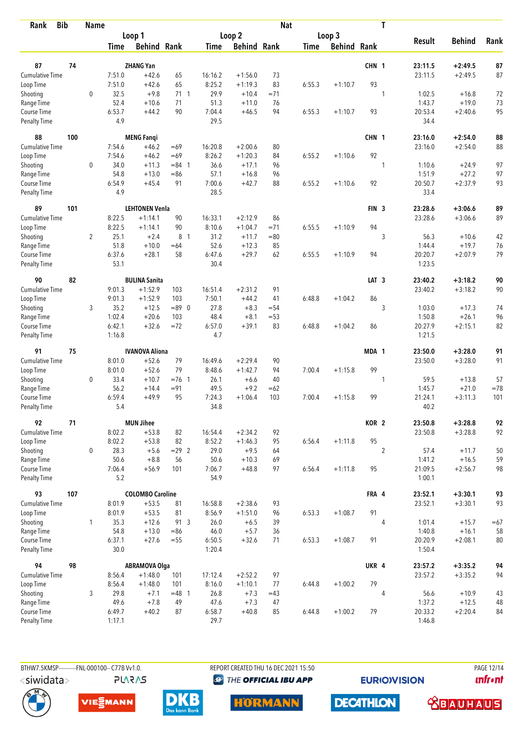| Rank | Bib | Name | | Loop 1 Time | Loop 1 Behind | Loop 1 Rank | Loop 2 Time | Loop 2 Behind | Loop 2 Rank | Loop 3 Time | Loop 3 Behind | Loop 3 Rank | Nat | T | Result | Behind | Rank |
|---|---|---|---|---|---|---|---|---|---|---|---|---|---|---|---|---|---|
| 87 | 74 | ZHANG Yan | | | | | | | | | | | CHN | 1 | 23:11.5 | +2:49.5 | 87 |
| Cumulative Time | | | | 7:51.0 | +42.6 | 65 | 16:16.2 | +1:56.0 | 73 | | | | | | 23:11.5 | +2:49.5 | 87 |
| Loop Time | | | | 7:51.0 | +42.6 | 65 | 8:25.2 | +1:19.3 | 83 | 6:55.3 | +1:10.7 | 93 | | | | | |
| Shooting | | | 0 | 32.5 | +9.8 | 71 1 | 29.9 | +10.4 | =71 | | | | | 1 | 1:02.5 | +16.8 | 72 |
| Range Time | | | | 52.4 | +10.6 | 71 | 51.3 | +11.0 | 76 | | | | | | 1:43.7 | +19.0 | 73 |
| Course Time | | | | 6:53.7 | +44.2 | 90 | 7:04.4 | +46.5 | 94 | 6:55.3 | +1:10.7 | 93 | | | 20:53.4 | +2:40.6 | 95 |
| Penalty Time | | | | 4.9 | | | 29.5 | | | | | | | | 34.4 | | |
| 88 | 100 | MENG Fanqi | | | | | | | | | | | CHN | 1 | 23:16.0 | +2:54.0 | 88 |
| Cumulative Time | | | | 7:54.6 | +46.2 | =69 | 16:20.8 | +2:00.6 | 80 | | | | | | 23:16.0 | +2:54.0 | 88 |
| Loop Time | | | | 7:54.6 | +46.2 | =69 | 8:26.2 | +1:20.3 | 84 | 6:55.2 | +1:10.6 | 92 | | | | | |
| Shooting | | | 0 | 34.0 | +11.3 | =84 1 | 36.6 | +17.1 | 96 | | | | | 1 | 1:10.6 | +24.9 | 97 |
| Range Time | | | | 54.8 | +13.0 | =86 | 57.1 | +16.8 | 96 | | | | | | 1:51.9 | +27.2 | 97 |
| Course Time | | | | 6:54.9 | +45.4 | 91 | 7:00.6 | +42.7 | 88 | 6:55.2 | +1:10.6 | 92 | | | 20:50.7 | +2:37.9 | 93 |
| Penalty Time | | | | 4.9 | | | 28.5 | | | | | | | | 33.4 | | |
| 89 | 101 | LEHTONEN Venla | | | | | | | | | | | FIN | 3 | 23:28.6 | +3:06.6 | 89 |
| Cumulative Time | | | | 8:22.5 | +1:14.1 | 90 | 16:33.1 | +2:12.9 | 86 | | | | | | 23:28.6 | +3:06.6 | 89 |
| Loop Time | | | | 8:22.5 | +1:14.1 | 90 | 8:10.6 | +1:04.7 | =71 | 6:55.5 | +1:10.9 | 94 | | | | | |
| Shooting | | | 2 | 25.1 | +2.4 | 8 1 | 31.2 | +11.7 | =80 | | | | | 3 | 56.3 | +10.6 | 42 |
| Range Time | | | | 51.8 | +10.0 | =64 | 52.6 | +12.3 | 85 | | | | | | 1:44.4 | +19.7 | 76 |
| Course Time | | | | 6:37.6 | +28.1 | 58 | 6:47.6 | +29.7 | 62 | 6:55.5 | +1:10.9 | 94 | | | 20:20.7 | +2:07.9 | 79 |
| Penalty Time | | | | 53.1 | | | 30.4 | | | | | | | | 1:23.5 | | |
| 90 | 82 | BULINA Sanita | | | | | | | | | | | LAT | 3 | 23:40.2 | +3:18.2 | 90 |
| Cumulative Time | | | | 9:01.3 | +1:52.9 | 103 | 16:51.4 | +2:31.2 | 91 | | | | | | 23:40.2 | +3:18.2 | 90 |
| Loop Time | | | | 9:01.3 | +1:52.9 | 103 | 7:50.1 | +44.2 | 41 | 6:48.8 | +1:04.2 | 86 | | | | | |
| Shooting | | | 3 | 35.2 | +12.5 | =89 0 | 27.8 | +8.3 | =54 | | | | | 3 | 1:03.0 | +17.3 | 74 |
| Range Time | | | | 1:02.4 | +20.6 | 103 | 48.4 | +8.1 | =53 | | | | | | 1:50.8 | +26.1 | 96 |
| Course Time | | | | 6:42.1 | +32.6 | =72 | 6:57.0 | +39.1 | 83 | 6:48.8 | +1:04.2 | 86 | | | 20:27.9 | +2:15.1 | 82 |
| Penalty Time | | | | 1:16.8 | | | 4.7 | | | | | | | | 1:21.5 | | |
| 91 | 75 | IVANOVA Aliona | | | | | | | | | | | MDA | 1 | 23:50.0 | +3:28.0 | 91 |
| Cumulative Time | | | | 8:01.0 | +52.6 | 79 | 16:49.6 | +2:29.4 | 90 | | | | | | 23:50.0 | +3:28.0 | 91 |
| Loop Time | | | | 8:01.0 | +52.6 | 79 | 8:48.6 | +1:42.7 | 94 | 7:00.4 | +1:15.8 | 99 | | | | | |
| Shooting | | | 0 | 33.4 | +10.7 | =76 1 | 26.1 | +6.6 | 40 | | | | | 1 | 59.5 | +13.8 | 57 |
| Range Time | | | | 56.2 | +14.4 | =91 | 49.5 | +9.2 | =62 | | | | | | 1:45.7 | +21.0 | =78 |
| Course Time | | | | 6:59.4 | +49.9 | 95 | 7:24.3 | +1:06.4 | 103 | 7:00.4 | +1:15.8 | 99 | | | 21:24.1 | +3:11.3 | 101 |
| Penalty Time | | | | 5.4 | | | 34.8 | | | | | | | | 40.2 | | |
| 92 | 71 | MUN Jihee | | | | | | | | | | | KOR | 2 | 23:50.8 | +3:28.8 | 92 |
| Cumulative Time | | | | 8:02.2 | +53.8 | 82 | 16:54.4 | +2:34.2 | 92 | | | | | | 23:50.8 | +3:28.8 | 92 |
| Loop Time | | | | 8:02.2 | +53.8 | 82 | 8:52.2 | +1:46.3 | 95 | 6:56.4 | +1:11.8 | 95 | | | | | |
| Shooting | | | 0 | 28.3 | +5.6 | =29 2 | 29.0 | +9.5 | 64 | | | | | 2 | 57.4 | +11.7 | 50 |
| Range Time | | | | 50.6 | +8.8 | 56 | 50.6 | +10.3 | 69 | | | | | | 1:41.2 | +16.5 | 59 |
| Course Time | | | | 7:06.4 | +56.9 | 101 | 7:06.7 | +48.8 | 97 | 6:56.4 | +1:11.8 | 95 | | | 21:09.5 | +2:56.7 | 98 |
| Penalty Time | | | | 5.2 | | | 54.9 | | | | | | | | 1:00.1 | | |
| 93 | 107 | COLOMBO Caroline | | | | | | | | | | | FRA | 4 | 23:52.1 | +3:30.1 | 93 |
| Cumulative Time | | | | 8:01.9 | +53.5 | 81 | 16:58.8 | +2:38.6 | 93 | | | | | | 23:52.1 | +3:30.1 | 93 |
| Loop Time | | | | 8:01.9 | +53.5 | 81 | 8:56.9 | +1:51.0 | 96 | 6:53.3 | +1:08.7 | 91 | | | | | |
| Shooting | | | 1 | 35.3 | +12.6 | 91 3 | 26.0 | +6.5 | 39 | | | | | 4 | 1:01.4 | +15.7 | =67 |
| Range Time | | | | 54.8 | +13.0 | =86 | 46.0 | +5.7 | 36 | | | | | | 1:40.8 | +16.1 | 58 |
| Course Time | | | | 6:37.1 | +27.6 | =55 | 6:50.5 | +32.6 | 71 | 6:53.3 | +1:08.7 | 91 | | | 20:20.9 | +2:08.1 | 80 |
| Penalty Time | | | | 30.0 | | | 1:20.4 | | | | | | | | 1:50.4 | | |
| 94 | 98 | ABRAMOVA Olga | | | | | | | | | | | UKR | 4 | 23:57.2 | +3:35.2 | 94 |
| Cumulative Time | | | | 8:56.4 | +1:48.0 | 101 | 17:12.4 | +2:52.2 | 97 | | | | | | 23:57.2 | +3:35.2 | 94 |
| Loop Time | | | | 8:56.4 | +1:48.0 | 101 | 8:16.0 | +1:10.1 | 77 | 6:44.8 | +1:00.2 | 79 | | | | | |
| Shooting | | | 3 | 29.8 | +7.1 | =48 1 | 26.8 | +7.3 | =43 | | | | | 4 | 56.6 | +10.9 | 43 |
| Range Time | | | | 49.6 | +7.8 | 49 | 47.6 | +7.3 | 47 | | | | | | 1:37.2 | +12.5 | 48 |
| Course Time | | | | 6:49.7 | +40.2 | 87 | 6:58.7 | +40.8 | 85 | 6:44.8 | +1:00.2 | 79 | | | 20:33.2 | +2:20.4 | 84 |
| Penalty Time | | | | 1:17.1 | | | 29.7 | | | | | | | | 1:46.8 | | |

BTHW7.5KMSP----------FNL-000100-- C77B Vv1.0. REPORT CREATED THU 16 DEC 2021 15:50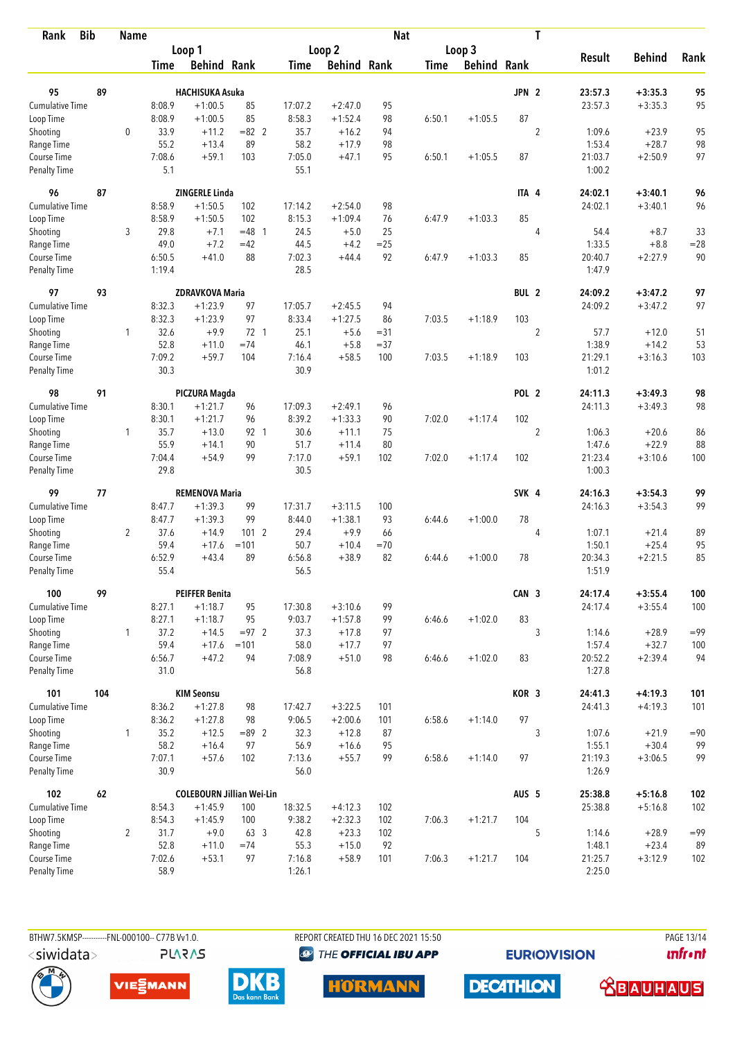| Rank | Bib | Name | | Loop 1 | | | Loop 2 | | | Nat Loop 3 | | | T | Result | Behind | Rank |
|---|---|---|---|---|---|---|---|---|---|---|---|---|---|---|---|---|
| | | | | Time | Behind | Rank | Time | Behind | Rank | Time | Behind | Rank | | | | |
| 95 | 89 | HACHISUKA Asuka | | | | | | | | | | JPN | 2 | 23:57.3 | +3:35.3 | 95 |
| Cumulative Time | | | | 8:08.9 | +1:00.5 | 85 | 17:07.2 | +2:47.0 | 95 | | | | | 23:57.3 | +3:35.3 | 95 |
| Loop Time | | | | 8:08.9 | +1:00.5 | 85 | 8:58.3 | +1:52.4 | 98 | 6:50.1 | +1:05.5 | 87 | | | | |
| Shooting | | | 0 | 33.9 | +11.2 | =82 2 | 35.7 | +16.2 | 94 | | | | 2 | 1:09.6 | +23.9 | 95 |
| Range Time | | | | 55.2 | +13.4 | 89 | 58.2 | +17.9 | 98 | | | | | 1:53.4 | +28.7 | 98 |
| Course Time | | | | 7:08.6 | +59.1 | 103 | 7:05.0 | +47.1 | 95 | 6:50.1 | +1:05.5 | 87 | | 21:03.7 | +2:50.9 | 97 |
| Penalty Time | | | | 5.1 | | | 55.1 | | | | | | | 1:00.2 | | |
| 96 | 87 | ZINGERLE Linda | | | | | | | | | | ITA | 4 | 24:02.1 | +3:40.1 | 96 |
| Cumulative Time | | | | 8:58.9 | +1:50.5 | 102 | 17:14.2 | +2:54.0 | 98 | | | | | 24:02.1 | +3:40.1 | 96 |
| Loop Time | | | | 8:58.9 | +1:50.5 | 102 | 8:15.3 | +1:09.4 | 76 | 6:47.9 | +1:03.3 | 85 | | | | |
| Shooting | | | 3 | 29.8 | +7.1 | =48 1 | 24.5 | +5.0 | 25 | | | | 4 | 54.4 | +8.7 | 33 |
| Range Time | | | | 49.0 | +7.2 | =42 | 44.5 | +4.2 | =25 | | | | | 1:33.5 | +8.8 | =28 |
| Course Time | | | | 6:50.5 | +41.0 | 88 | 7:02.3 | +44.4 | 92 | 6:47.9 | +1:03.3 | 85 | | 20:40.7 | +2:27.9 | 90 |
| Penalty Time | | | | 1:19.4 | | | 28.5 | | | | | | | 1:47.9 | | |
| 97 | 93 | ZDRAVKOVA Maria | | | | | | | | | | BUL | 2 | 24:09.2 | +3:47.2 | 97 |
| Cumulative Time | | | | 8:32.3 | +1:23.9 | 97 | 17:05.7 | +2:45.5 | 94 | | | | | 24:09.2 | +3:47.2 | 97 |
| Loop Time | | | | 8:32.3 | +1:23.9 | 97 | 8:33.4 | +1:27.5 | 86 | 7:03.5 | +1:18.9 | 103 | | | | |
| Shooting | | | 1 | 32.6 | +9.9 | 72 1 | 25.1 | +5.6 | =31 | | | | 2 | 57.7 | +12.0 | 51 |
| Range Time | | | | 52.8 | +11.0 | =74 | 46.1 | +5.8 | =37 | | | | | 1:38.9 | +14.2 | 53 |
| Course Time | | | | 7:09.2 | +59.7 | 104 | 7:16.4 | +58.5 | 100 | 7:03.5 | +1:18.9 | 103 | | 21:29.1 | +3:16.3 | 103 |
| Penalty Time | | | | 30.3 | | | 30.9 | | | | | | | 1:01.2 | | |
| 98 | 91 | PICZURA Magda | | | | | | | | | | POL | 2 | 24:11.3 | +3:49.3 | 98 |
| Cumulative Time | | | | 8:30.1 | +1:21.7 | 96 | 17:09.3 | +2:49.1 | 96 | | | | | 24:11.3 | +3:49.3 | 98 |
| Loop Time | | | | 8:30.1 | +1:21.7 | 96 | 8:39.2 | +1:33.3 | 90 | 7:02.0 | +1:17.4 | 102 | | | | |
| Shooting | | | 1 | 35.7 | +13.0 | 92 1 | 30.6 | +11.1 | 75 | | | | 2 | 1:06.3 | +20.6 | 86 |
| Range Time | | | | 55.9 | +14.1 | 90 | 51.7 | +11.4 | 80 | | | | | 1:47.6 | +22.9 | 88 |
| Course Time | | | | 7:04.4 | +54.9 | 99 | 7:17.0 | +59.1 | 102 | 7:02.0 | +1:17.4 | 102 | | 21:23.4 | +3:10.6 | 100 |
| Penalty Time | | | | 29.8 | | | 30.5 | | | | | | | 1:00.3 | | |
| 99 | 77 | REMENOVA Maria | | | | | | | | | | SVK | 4 | 24:16.3 | +3:54.3 | 99 |
| Cumulative Time | | | | 8:47.7 | +1:39.3 | 99 | 17:31.7 | +3:11.5 | 100 | | | | | 24:16.3 | +3:54.3 | 99 |
| Loop Time | | | | 8:47.7 | +1:39.3 | 99 | 8:44.0 | +1:38.1 | 93 | 6:44.6 | +1:00.0 | 78 | | | | |
| Shooting | | | 2 | 37.6 | +14.9 | 101 2 | 29.4 | +9.9 | 66 | | | | 4 | 1:07.1 | +21.4 | 89 |
| Range Time | | | | 59.4 | +17.6 | =101 | 50.7 | +10.4 | =70 | | | | | 1:50.1 | +25.4 | 95 |
| Course Time | | | | 6:52.9 | +43.4 | 89 | 6:56.8 | +38.9 | 82 | 6:44.6 | +1:00.0 | 78 | | 20:34.3 | +2:21.5 | 85 |
| Penalty Time | | | | 55.4 | | | 56.5 | | | | | | | 1:51.9 | | |
| 100 | 99 | PEIFFER Benita | | | | | | | | | | CAN | 3 | 24:17.4 | +3:55.4 | 100 |
| Cumulative Time | | | | 8:27.1 | +1:18.7 | 95 | 17:30.8 | +3:10.6 | 99 | | | | | 24:17.4 | +3:55.4 | 100 |
| Loop Time | | | | 8:27.1 | +1:18.7 | 95 | 9:03.7 | +1:57.8 | 99 | 6:46.6 | +1:02.0 | 83 | | | | |
| Shooting | | | 1 | 37.2 | +14.5 | =97 2 | 37.3 | +17.8 | 97 | | | | 3 | 1:14.6 | +28.9 | =99 |
| Range Time | | | | 59.4 | +17.6 | =101 | 58.0 | +17.7 | 97 | | | | | 1:57.4 | +32.7 | 100 |
| Course Time | | | | 6:56.7 | +47.2 | 94 | 7:08.9 | +51.0 | 98 | 6:46.6 | +1:02.0 | 83 | | 20:52.2 | +2:39.4 | 94 |
| Penalty Time | | | | 31.0 | | | 56.8 | | | | | | | 1:27.8 | | |
| 101 | 104 | KIM Seonsu | | | | | | | | | | KOR | 3 | 24:41.3 | +4:19.3 | 101 |
| Cumulative Time | | | | 8:36.2 | +1:27.8 | 98 | 17:42.7 | +3:22.5 | 101 | | | | | 24:41.3 | +4:19.3 | 101 |
| Loop Time | | | | 8:36.2 | +1:27.8 | 98 | 9:06.5 | +2:00.6 | 101 | 6:58.6 | +1:14.0 | 97 | | | | |
| Shooting | | | 1 | 35.2 | +12.5 | =89 2 | 32.3 | +12.8 | 87 | | | | 3 | 1:07.6 | +21.9 | =90 |
| Range Time | | | | 58.2 | +16.4 | 97 | 56.9 | +16.6 | 95 | | | | | 1:55.1 | +30.4 | 99 |
| Course Time | | | | 7:07.1 | +57.6 | 102 | 7:13.6 | +55.7 | 99 | 6:58.6 | +1:14.0 | 97 | | 21:19.3 | +3:06.5 | 99 |
| Penalty Time | | | | 30.9 | | | 56.0 | | | | | | | 1:26.9 | | |
| 102 | 62 | COLEBOURN Jillian Wei-Lin | | | | | | | | | | AUS | 5 | 25:38.8 | +5:16.8 | 102 |
| Cumulative Time | | | | 8:54.3 | +1:45.9 | 100 | 18:32.5 | +4:12.3 | 102 | | | | | 25:38.8 | +5:16.8 | 102 |
| Loop Time | | | | 8:54.3 | +1:45.9 | 100 | 9:38.2 | +2:32.3 | 102 | 7:06.3 | +1:21.7 | 104 | | | | |
| Shooting | | | 2 | 31.7 | +9.0 | 63 3 | 42.8 | +23.3 | 102 | | | | 5 | 1:14.6 | +28.9 | =99 |
| Range Time | | | | 52.8 | +11.0 | =74 | 55.3 | +15.0 | 92 | | | | | 1:48.1 | +23.4 | 89 |
| Course Time | | | | 7:02.6 | +53.1 | 97 | 7:16.8 | +58.9 | 101 | 7:06.3 | +1:21.7 | 104 | | 21:25.7 | +3:12.9 | 102 |
| Penalty Time | | | | 58.9 | | | 1:26.1 | | | | | | | 2:25.0 | | |

BTHW7.5KMSP----------FNL-000100-- C77B Vv1.0. REPORT CREATED THU 16 DEC 2021 15:50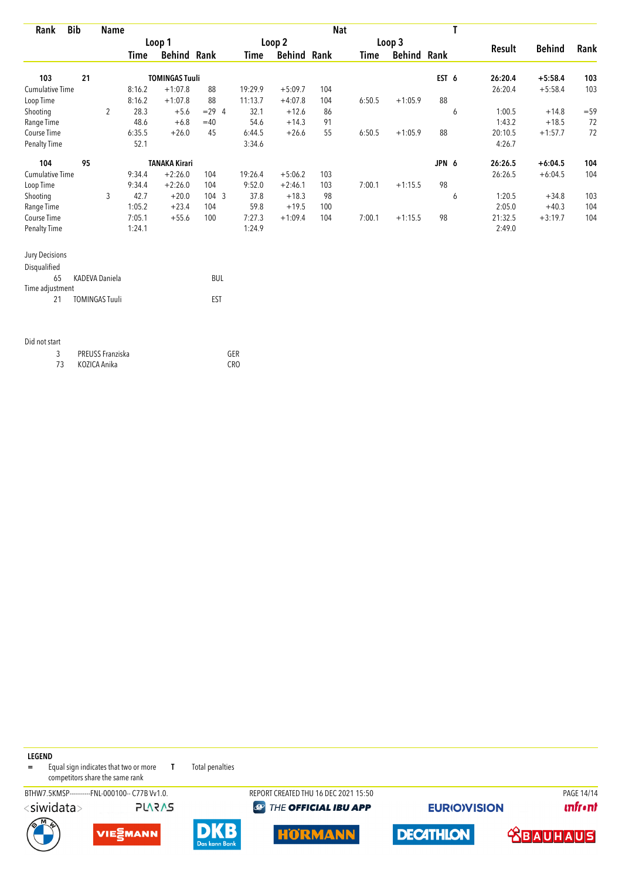| Rank | Bib | Name | | | | | | | Nat | | | T | | | |
|---|---|---|---|---|---|---|---|---|---|---|---|---|---|---|---|
| | | | Loop 1 | | | Loop 2 | | | Loop 3 | | | | Result | Behind | Rank |
| | | | Time | Behind | Rank | Time | Behind | Rank | Time | Behind | Rank | | | | |
| 103 | 21 | TOMINGAS Tuuli | | | | | | | | | EST | 6 | 26:20.4 | +5:58.4 | 103 |
| Cumulative Time | | | 8:16.2 | +1:07.8 | 88 | 19:29.9 | +5:09.7 | 104 | | | | | 26:20.4 | +5:58.4 | 103 |
| Loop Time | | | 8:16.2 | +1:07.8 | 88 | 11:13.7 | +4:07.8 | 104 | 6:50.5 | +1:05.9 | 88 | | | | |
| Shooting | | 2 | 28.3 | +5.6 | =29 4 | 32.1 | +12.6 | 86 | | | | 6 | 1:00.5 | +14.8 | =59 |
| Range Time | | | 48.6 | +6.8 | =40 | 54.6 | +14.3 | 91 | | | | | 1:43.2 | +18.5 | 72 |
| Course Time | | | 6:35.5 | +26.0 | 45 | 6:44.5 | +26.6 | 55 | 6:50.5 | +1:05.9 | 88 | | 20:10.5 | +1:57.7 | 72 |
| Penalty Time | | | 52.1 | | | 3:34.6 | | | | | | | 4:26.7 | | |
| 104 | 95 | TANAKA Kirari | | | | | | | | | JPN | 6 | 26:26.5 | +6:04.5 | 104 |
| Cumulative Time | | | 9:34.4 | +2:26.0 | 104 | 19:26.4 | +5:06.2 | 103 | | | | | 26:26.5 | +6:04.5 | 104 |
| Loop Time | | | 9:34.4 | +2:26.0 | 104 | 9:52.0 | +2:46.1 | 103 | 7:00.1 | +1:15.5 | 98 | | | | |
| Shooting | | 3 | 42.7 | +20.0 | 104 3 | 37.8 | +18.3 | 98 | | | | 6 | 1:20.5 | +34.8 | 103 |
| Range Time | | | 1:05.2 | +23.4 | 104 | 59.8 | +19.5 | 100 | | | | | 2:05.0 | +40.3 | 104 |
| Course Time | | | 7:05.1 | +55.6 | 100 | 7:27.3 | +1:09.4 | 104 | 7:00.1 | +1:15.5 | 98 | | 21:32.5 | +3:19.7 | 104 |
| Penalty Time | | | 1:24.1 | | | 1:24.9 | | | | | | | 2:49.0 | | |

Jury Decisions

Disqualified

| | | |
|---|---|---|
| 65 | KADEVA Daniela | BUL |

Time adjustment

| | | |
|---|---|---|
| 21 | TOMINGAS Tuuli | EST |

Did not start

| | | |
|---|---|---|
| 3 | PREUSS Franziska | GER |
| 73 | KOZICA Anika | CRO |

LEGEND

= Equal sign indicates that two or more competitors share the same rank

T Total penalties

BTHW7.5KMSP----------FNL-000100-- C77B Vv1.0. REPORT CREATED THU 16 DEC 2021 15:50